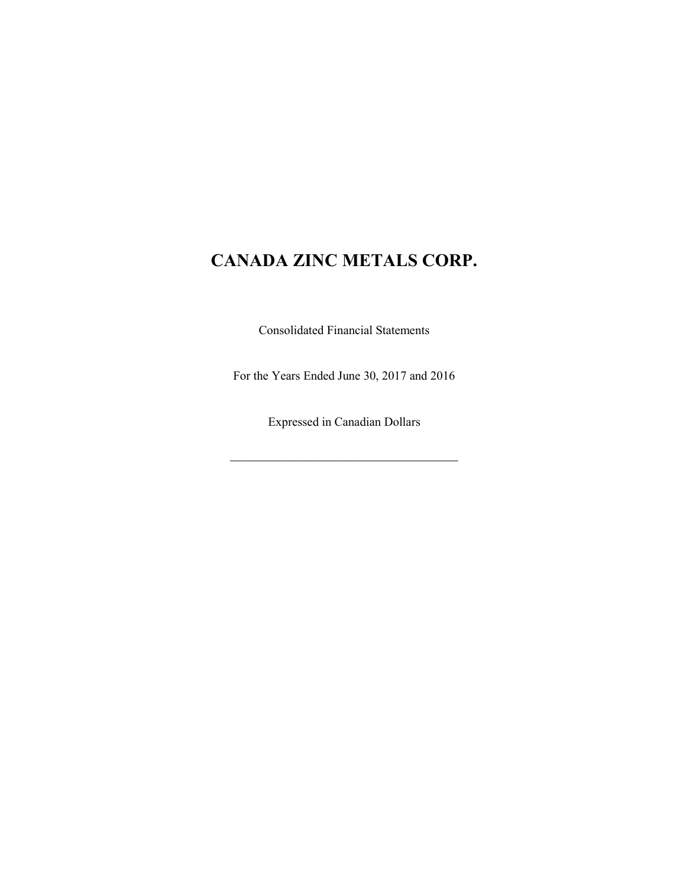# CANADA ZINC METALS CORP.

Consolidated Financial Statements

For the Years Ended June 30, 2017 and 2016

Expressed in Canadian Dollars

---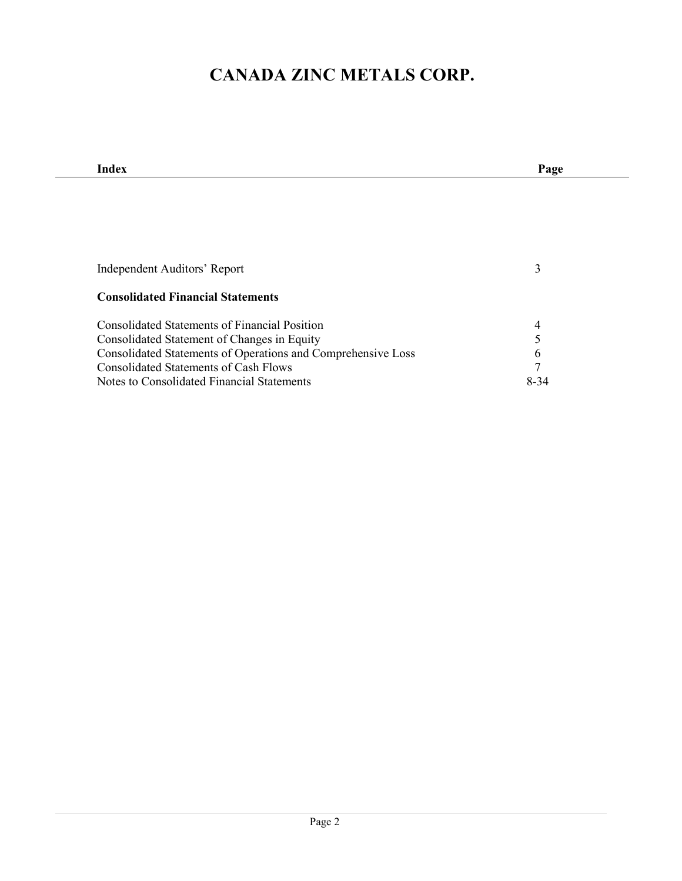# CANADA ZINC METALS CORP.

| Index | Page |
|---|---|
| Independent Auditors' Report | 3 |
| **Consolidated Financial Statements** | |
| Consolidated Statements of Financial Position | 4 |
| Consolidated Statement of Changes in Equity | 5 |
| Consolidated Statements of Operations and Comprehensive Loss | 6 |
| Consolidated Statements of Cash Flows | 7 |
| Notes to Consolidated Financial Statements | 8-34 |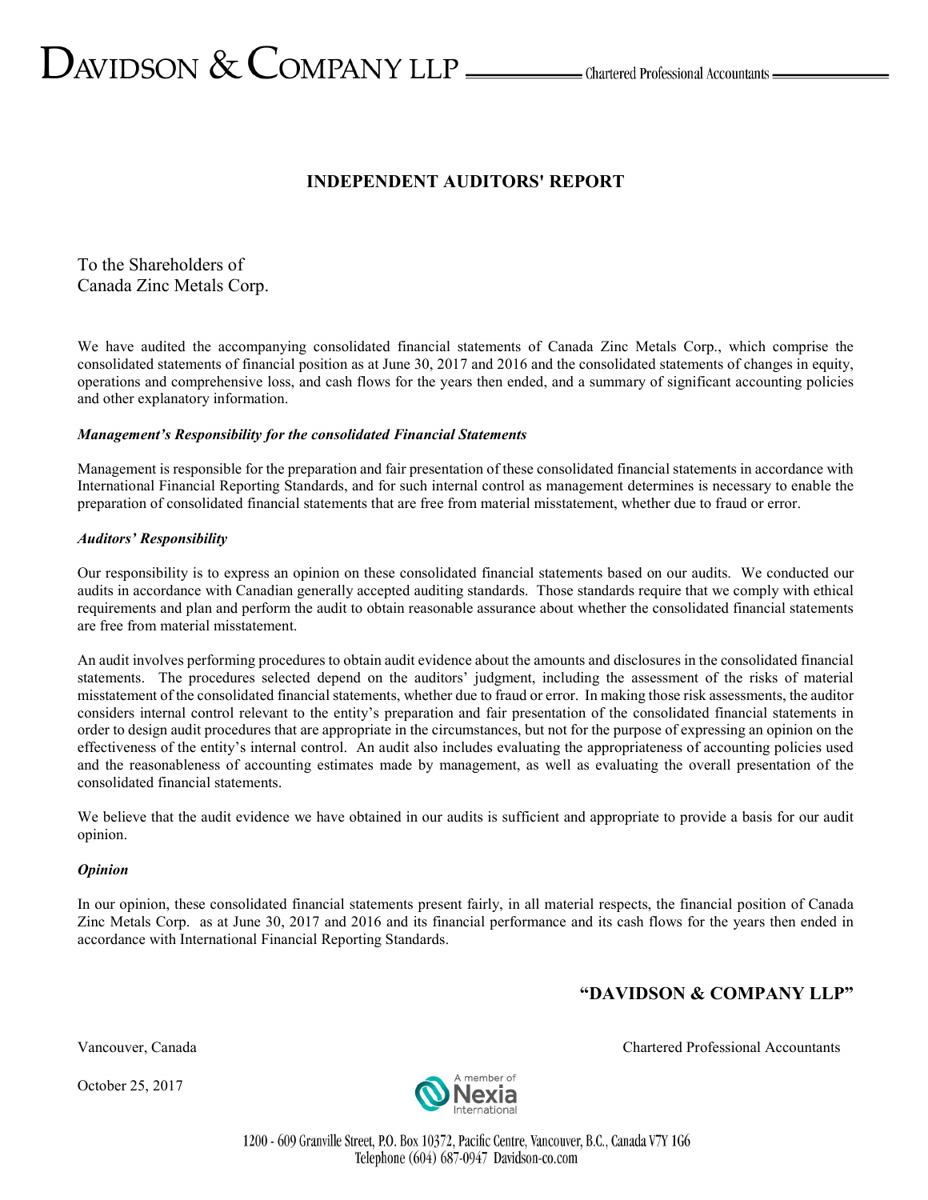# DAVIDSON & COMPANY LLP — Chartered Professional Accountants

## INDEPENDENT AUDITORS' REPORT

To the Shareholders of
Canada Zinc Metals Corp.

We have audited the accompanying consolidated financial statements of Canada Zinc Metals Corp., which comprise the consolidated statements of financial position as at June 30, 2017 and 2016 and the consolidated statements of changes in equity, operations and comprehensive loss, and cash flows for the years then ended, and a summary of significant accounting policies and other explanatory information.

***Management's Responsibility for the consolidated Financial Statements***

Management is responsible for the preparation and fair presentation of these consolidated financial statements in accordance with International Financial Reporting Standards, and for such internal control as management determines is necessary to enable the preparation of consolidated financial statements that are free from material misstatement, whether due to fraud or error.

***Auditors' Responsibility***

Our responsibility is to express an opinion on these consolidated financial statements based on our audits. We conducted our audits in accordance with Canadian generally accepted auditing standards. Those standards require that we comply with ethical requirements and plan and perform the audit to obtain reasonable assurance about whether the consolidated financial statements are free from material misstatement.

An audit involves performing procedures to obtain audit evidence about the amounts and disclosures in the consolidated financial statements. The procedures selected depend on the auditors' judgment, including the assessment of the risks of material misstatement of the consolidated financial statements, whether due to fraud or error. In making those risk assessments, the auditor considers internal control relevant to the entity's preparation and fair presentation of the consolidated financial statements in order to design audit procedures that are appropriate in the circumstances, but not for the purpose of expressing an opinion on the effectiveness of the entity's internal control. An audit also includes evaluating the appropriateness of accounting policies used and the reasonableness of accounting estimates made by management, as well as evaluating the overall presentation of the consolidated financial statements.

We believe that the audit evidence we have obtained in our audits is sufficient and appropriate to provide a basis for our audit opinion.

***Opinion***

In our opinion, these consolidated financial statements present fairly, in all material respects, the financial position of Canada Zinc Metals Corp. as at June 30, 2017 and 2016 and its financial performance and its cash flows for the years then ended in accordance with International Financial Reporting Standards.

**"DAVIDSON & COMPANY LLP"**

Vancouver, Canada

Chartered Professional Accountants

October 25, 2017

A member of Nexia International

1200 - 609 Granville Street, P.O. Box 10372, Pacific Centre, Vancouver, B.C., Canada V7Y 1G6
Telephone (604) 687-0947 Davidson-co.com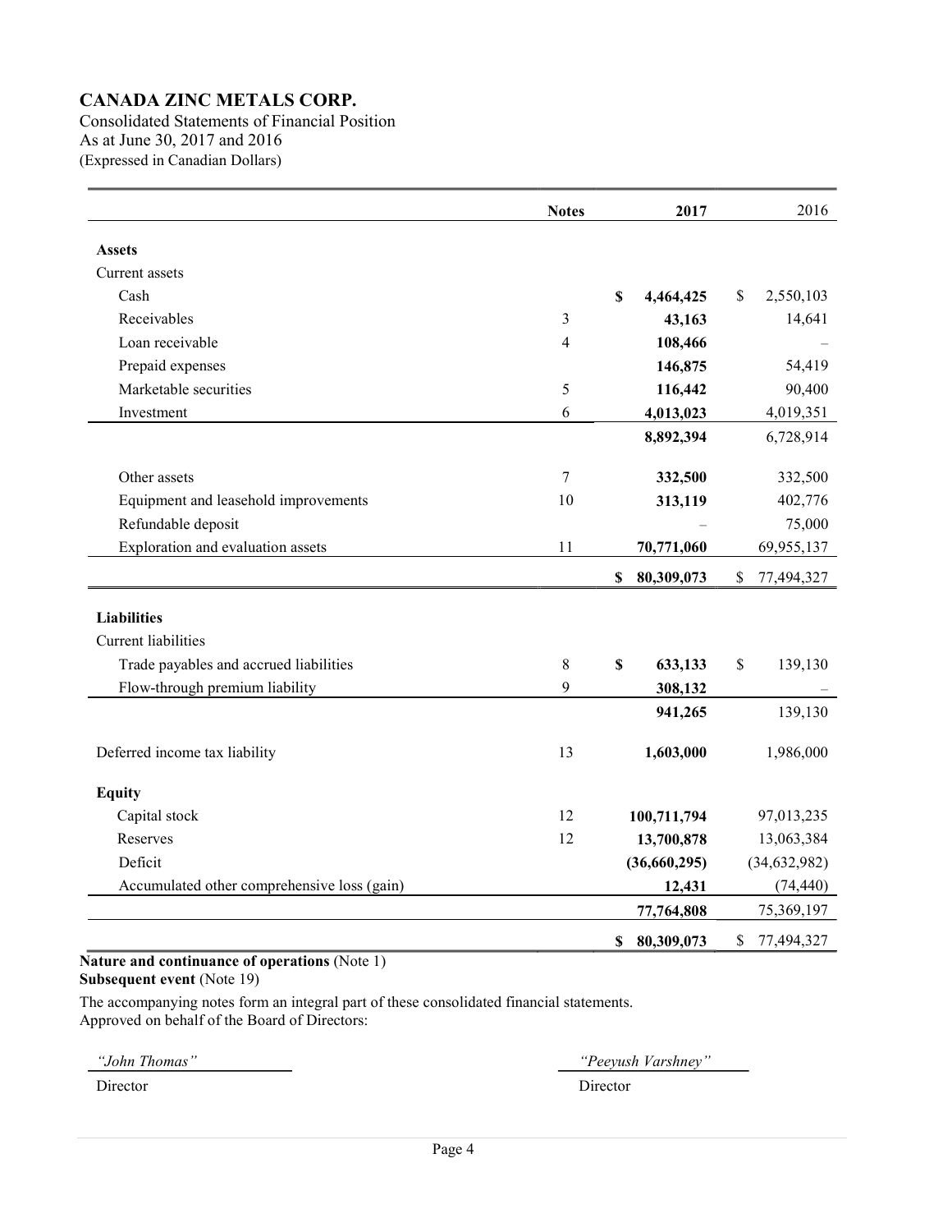# CANADA ZINC METALS CORP.

Consolidated Statements of Financial Position
As at June 30, 2017 and 2016
(Expressed in Canadian Dollars)

| | Notes | 2017 | 2016 |
|---|---|---|---|
| **Assets** | | | |
| Current assets | | | |
| Cash | | **$ 4,464,425** | $ 2,550,103 |
| Receivables | 3 | **43,163** | 14,641 |
| Loan receivable | 4 | **108,466** | – |
| Prepaid expenses | | **146,875** | 54,419 |
| Marketable securities | 5 | **116,442** | 90,400 |
| Investment | 6 | **4,013,023** | 4,019,351 |
| | | **8,892,394** | 6,728,914 |
| Other assets | 7 | **332,500** | 332,500 |
| Equipment and leasehold improvements | 10 | **313,119** | 402,776 |
| Refundable deposit | | – | 75,000 |
| Exploration and evaluation assets | 11 | **70,771,060** | 69,955,137 |
| | | **$ 80,309,073** | $ 77,494,327 |
| **Liabilities** | | | |
| Current liabilities | | | |
| Trade payables and accrued liabilities | 8 | **$ 633,133** | $ 139,130 |
| Flow-through premium liability | 9 | **308,132** | – |
| | | **941,265** | 139,130 |
| Deferred income tax liability | 13 | **1,603,000** | 1,986,000 |
| **Equity** | | | |
| Capital stock | 12 | **100,711,794** | 97,013,235 |
| Reserves | 12 | **13,700,878** | 13,063,384 |
| Deficit | | **(36,660,295)** | (34,632,982) |
| Accumulated other comprehensive loss (gain) | | **12,431** | (74,440) |
| | | **77,764,808** | 75,369,197 |
| | | **$ 80,309,073** | $ 77,494,327 |

**Nature and continuance of operations** (Note 1)
**Subsequent event** (Note 19)

The accompanying notes form an integral part of these consolidated financial statements.
Approved on behalf of the Board of Directors:

*"John Thomas"*
Director

*"Peeyush Varshney"*
Director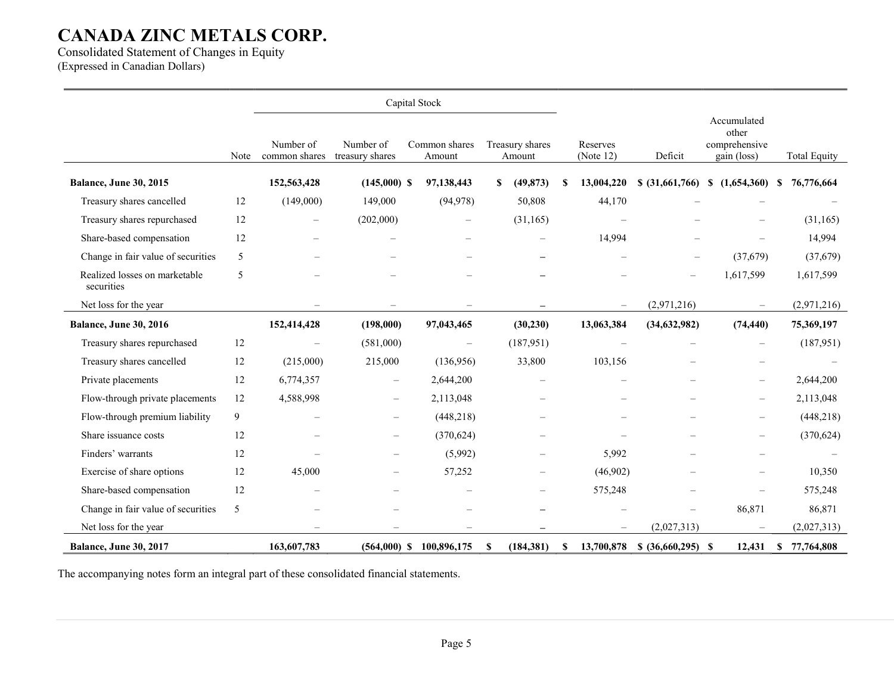# CANADA ZINC METALS CORP.

Consolidated Statement of Changes in Equity
(Expressed in Canadian Dollars)

| | | Capital Stock | | | | | | | |
|---|---|---|---|---|---|---|---|---|---|
| | Note | Number of common shares | Number of treasury shares | Common shares Amount | Treasury shares Amount | Reserves (Note 12) | Deficit | Accumulated other comprehensive gain (loss) | Total Equity |
| **Balance, June 30, 2015** | | **152,563,428** | **(145,000)** | **$ 97,138,443** | **$ (49,873)** | **$ 13,004,220** | **$ (31,661,766)** | **$ (1,654,360)** | **$ 76,776,664** |
| Treasury shares cancelled | 12 | (149,000) | 149,000 | (94,978) | 50,808 | 44,170 | – | – | – |
| Treasury shares repurchased | 12 | – | (202,000) | – | (31,165) | – | – | – | (31,165) |
| Share-based compensation | 12 | – | – | – | – | 14,994 | – | – | 14,994 |
| Change in fair value of securities | 5 | – | – | – | – | – | – | (37,679) | (37,679) |
| Realized losses on marketable securities | 5 | – | – | – | – | – | – | 1,617,599 | 1,617,599 |
| Net loss for the year | | – | – | – | – | – | (2,971,216) | – | (2,971,216) |
| **Balance, June 30, 2016** | | **152,414,428** | **(198,000)** | **97,043,465** | **(30,230)** | **13,063,384** | **(34,632,982)** | **(74,440)** | **75,369,197** |
| Treasury shares repurchased | 12 | – | (581,000) | – | (187,951) | – | – | – | (187,951) |
| Treasury shares cancelled | 12 | (215,000) | 215,000 | (136,956) | 33,800 | 103,156 | – | – | – |
| Private placements | 12 | 6,774,357 | – | 2,644,200 | – | – | – | – | 2,644,200 |
| Flow-through private placements | 12 | 4,588,998 | – | 2,113,048 | – | – | – | – | 2,113,048 |
| Flow-through premium liability | 9 | – | – | (448,218) | – | – | – | – | (448,218) |
| Share issuance costs | 12 | – | – | (370,624) | – | – | – | – | (370,624) |
| Finders' warrants | 12 | – | – | (5,992) | – | 5,992 | – | – | – |
| Exercise of share options | 12 | 45,000 | – | 57,252 | – | (46,902) | – | – | 10,350 |
| Share-based compensation | 12 | – | – | – | – | 575,248 | – | – | 575,248 |
| Change in fair value of securities | 5 | – | – | – | – | – | – | 86,871 | 86,871 |
| Net loss for the year | | – | – | – | – | – | (2,027,313) | – | (2,027,313) |
| **Balance, June 30, 2017** | | **163,607,783** | **(564,000)** | **$ 100,896,175** | **$ (184,381)** | **$ 13,700,878** | **$ (36,660,295)** | **$ 12,431** | **$ 77,764,808** |

The accompanying notes form an integral part of these consolidated financial statements.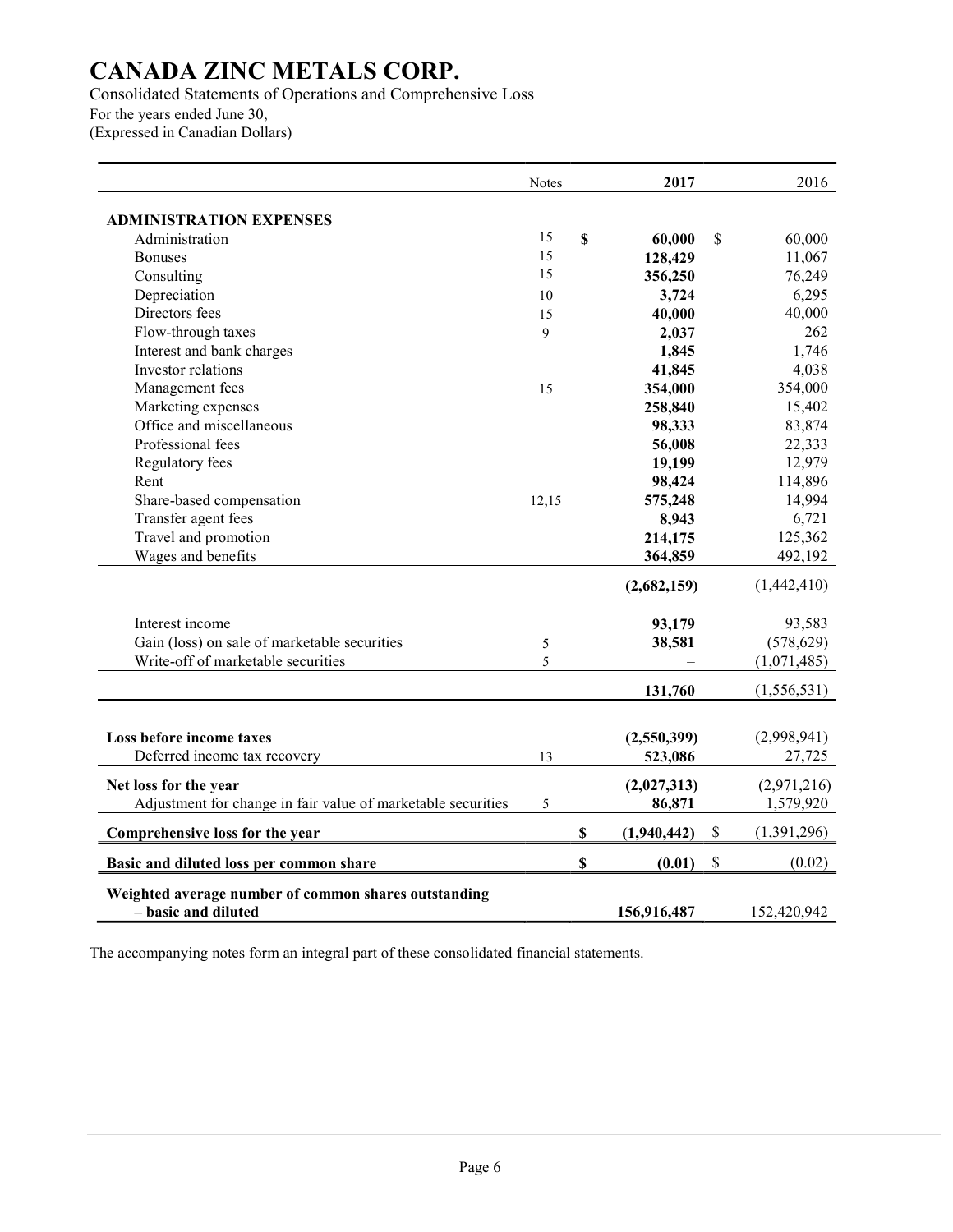# CANADA ZINC METALS CORP.

Consolidated Statements of Operations and Comprehensive Loss
For the years ended June 30,
(Expressed in Canadian Dollars)

| | Notes | **2017** | 2016 |
|---|---|---|---|
| **ADMINISTRATION EXPENSES** | | | |
| Administration | 15 | **$ 60,000** | $ 60,000 |
| Bonuses | 15 | **128,429** | 11,067 |
| Consulting | 15 | **356,250** | 76,249 |
| Depreciation | 10 | **3,724** | 6,295 |
| Directors fees | 15 | **40,000** | 40,000 |
| Flow-through taxes | 9 | **2,037** | 262 |
| Interest and bank charges | | **1,845** | 1,746 |
| Investor relations | | **41,845** | 4,038 |
| Management fees | 15 | **354,000** | 354,000 |
| Marketing expenses | | **258,840** | 15,402 |
| Office and miscellaneous | | **98,333** | 83,874 |
| Professional fees | | **56,008** | 22,333 |
| Regulatory fees | | **19,199** | 12,979 |
| Rent | | **98,424** | 114,896 |
| Share-based compensation | 12,15 | **575,248** | 14,994 |
| Transfer agent fees | | **8,943** | 6,721 |
| Travel and promotion | | **214,175** | 125,362 |
| Wages and benefits | | **364,859** | 492,192 |
| | | **(2,682,159)** | (1,442,410) |
| Interest income | | **93,179** | 93,583 |
| Gain (loss) on sale of marketable securities | 5 | **38,581** | (578,629) |
| Write-off of marketable securities | 5 | **–** | (1,071,485) |
| | | **131,760** | (1,556,531) |
| **Loss before income taxes** | | **(2,550,399)** | (2,998,941) |
| Deferred income tax recovery | 13 | **523,086** | 27,725 |
| **Net loss for the year** | | **(2,027,313)** | (2,971,216) |
| Adjustment for change in fair value of marketable securities | 5 | **86,871** | 1,579,920 |
| **Comprehensive loss for the year** | | **$ (1,940,442)** | $ (1,391,296) |
| **Basic and diluted loss per common share** | | **$ (0.01)** | $ (0.02) |
| **Weighted average number of common shares outstanding – basic and diluted** | | **156,916,487** | 152,420,942 |

The accompanying notes form an integral part of these consolidated financial statements.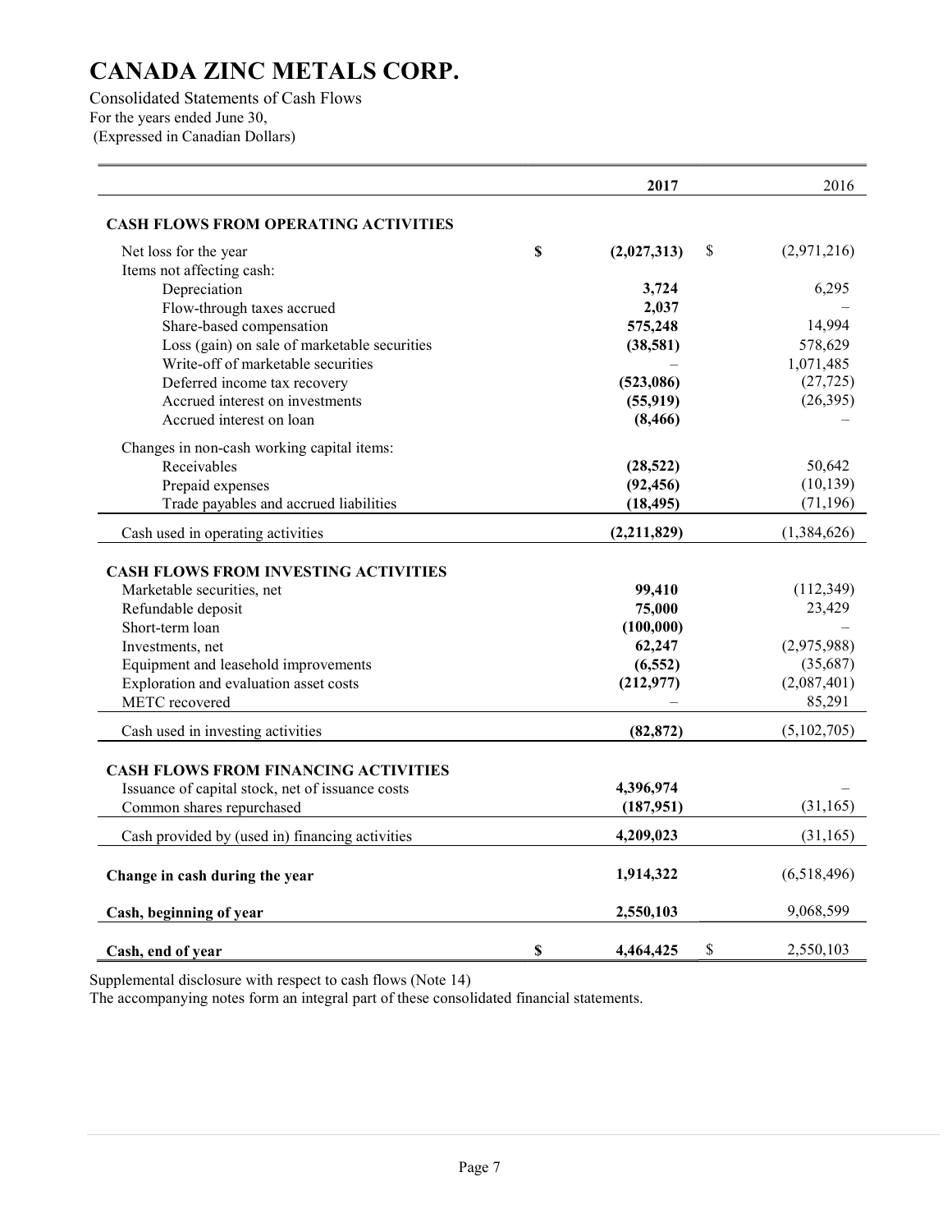# CANADA ZINC METALS CORP.

Consolidated Statements of Cash Flows
For the years ended June 30,
(Expressed in Canadian Dollars)

| | 2017 | 2016 |
|---|---|---|
| **CASH FLOWS FROM OPERATING ACTIVITIES** | | |
| Net loss for the year | $ (2,027,313) | $ (2,971,216) |
| Items not affecting cash: | | |
| Depreciation | 3,724 | 6,295 |
| Flow-through taxes accrued | 2,037 | – |
| Share-based compensation | 575,248 | 14,994 |
| Loss (gain) on sale of marketable securities | (38,581) | 578,629 |
| Write-off of marketable securities | – | 1,071,485 |
| Deferred income tax recovery | (523,086) | (27,725) |
| Accrued interest on investments | (55,919) | (26,395) |
| Accrued interest on loan | (8,466) | – |
| Changes in non-cash working capital items: | | |
| Receivables | (28,522) | 50,642 |
| Prepaid expenses | (92,456) | (10,139) |
| Trade payables and accrued liabilities | (18,495) | (71,196) |
| Cash used in operating activities | (2,211,829) | (1,384,626) |
| **CASH FLOWS FROM INVESTING ACTIVITIES** | | |
| Marketable securities, net | 99,410 | (112,349) |
| Refundable deposit | 75,000 | 23,429 |
| Short-term loan | (100,000) | – |
| Investments, net | 62,247 | (2,975,988) |
| Equipment and leasehold improvements | (6,552) | (35,687) |
| Exploration and evaluation asset costs | (212,977) | (2,087,401) |
| METC recovered | – | 85,291 |
| Cash used in investing activities | (82,872) | (5,102,705) |
| **CASH FLOWS FROM FINANCING ACTIVITIES** | | |
| Issuance of capital stock, net of issuance costs | 4,396,974 | – |
| Common shares repurchased | (187,951) | (31,165) |
| Cash provided by (used in) financing activities | 4,209,023 | (31,165) |
| **Change in cash during the year** | 1,914,322 | (6,518,496) |
| **Cash, beginning of year** | 2,550,103 | 9,068,599 |
| **Cash, end of year** | $ 4,464,425 | $ 2,550,103 |

Supplemental disclosure with respect to cash flows (Note 14)
The accompanying notes form an integral part of these consolidated financial statements.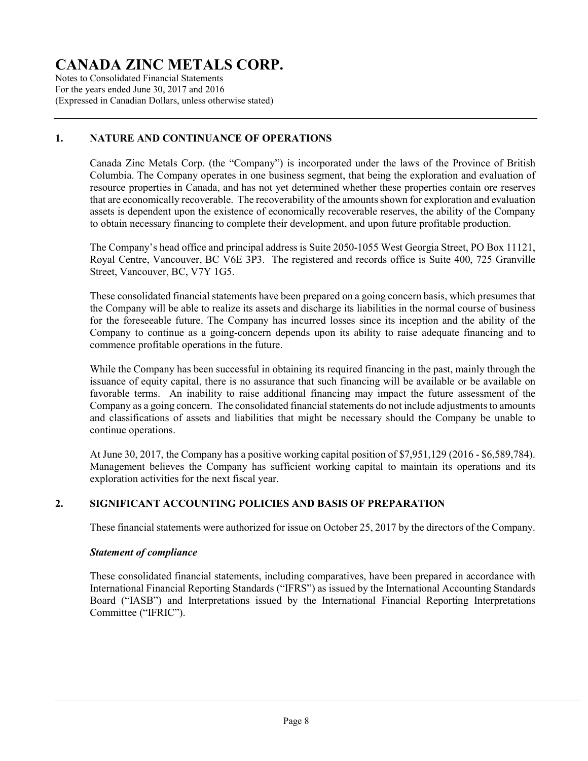# CANADA ZINC METALS CORP.

Notes to Consolidated Financial Statements
For the years ended June 30, 2017 and 2016
(Expressed in Canadian Dollars, unless otherwise stated)

## 1. NATURE AND CONTINUANCE OF OPERATIONS

Canada Zinc Metals Corp. (the "Company") is incorporated under the laws of the Province of British Columbia. The Company operates in one business segment, that being the exploration and evaluation of resource properties in Canada, and has not yet determined whether these properties contain ore reserves that are economically recoverable. The recoverability of the amounts shown for exploration and evaluation assets is dependent upon the existence of economically recoverable reserves, the ability of the Company to obtain necessary financing to complete their development, and upon future profitable production.

The Company's head office and principal address is Suite 2050-1055 West Georgia Street, PO Box 11121, Royal Centre, Vancouver, BC V6E 3P3. The registered and records office is Suite 400, 725 Granville Street, Vancouver, BC, V7Y 1G5.

These consolidated financial statements have been prepared on a going concern basis, which presumes that the Company will be able to realize its assets and discharge its liabilities in the normal course of business for the foreseeable future. The Company has incurred losses since its inception and the ability of the Company to continue as a going-concern depends upon its ability to raise adequate financing and to commence profitable operations in the future.

While the Company has been successful in obtaining its required financing in the past, mainly through the issuance of equity capital, there is no assurance that such financing will be available or be available on favorable terms. An inability to raise additional financing may impact the future assessment of the Company as a going concern. The consolidated financial statements do not include adjustments to amounts and classifications of assets and liabilities that might be necessary should the Company be unable to continue operations.

At June 30, 2017, the Company has a positive working capital position of $7,951,129 (2016 - $6,589,784). Management believes the Company has sufficient working capital to maintain its operations and its exploration activities for the next fiscal year.

## 2. SIGNIFICANT ACCOUNTING POLICIES AND BASIS OF PREPARATION

These financial statements were authorized for issue on October 25, 2017 by the directors of the Company.

***Statement of compliance***

These consolidated financial statements, including comparatives, have been prepared in accordance with International Financial Reporting Standards ("IFRS") as issued by the International Accounting Standards Board ("IASB") and Interpretations issued by the International Financial Reporting Interpretations Committee ("IFRIC").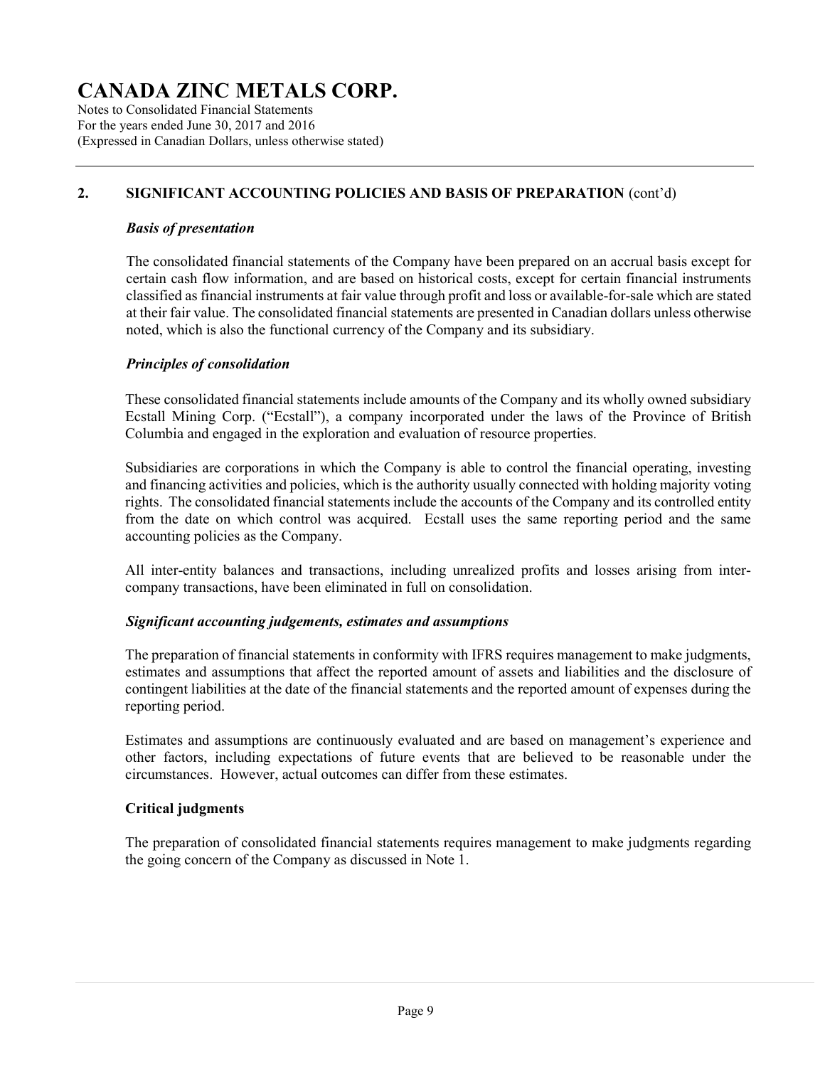## 2. SIGNIFICANT ACCOUNTING POLICIES AND BASIS OF PREPARATION (cont'd)

### *Basis of presentation*

The consolidated financial statements of the Company have been prepared on an accrual basis except for certain cash flow information, and are based on historical costs, except for certain financial instruments classified as financial instruments at fair value through profit and loss or available-for-sale which are stated at their fair value. The consolidated financial statements are presented in Canadian dollars unless otherwise noted, which is also the functional currency of the Company and its subsidiary.

### *Principles of consolidation*

These consolidated financial statements include amounts of the Company and its wholly owned subsidiary Ecstall Mining Corp. ("Ecstall"), a company incorporated under the laws of the Province of British Columbia and engaged in the exploration and evaluation of resource properties.

Subsidiaries are corporations in which the Company is able to control the financial operating, investing and financing activities and policies, which is the authority usually connected with holding majority voting rights. The consolidated financial statements include the accounts of the Company and its controlled entity from the date on which control was acquired. Ecstall uses the same reporting period and the same accounting policies as the Company.

All inter-entity balances and transactions, including unrealized profits and losses arising from inter-company transactions, have been eliminated in full on consolidation.

### *Significant accounting judgements, estimates and assumptions*

The preparation of financial statements in conformity with IFRS requires management to make judgments, estimates and assumptions that affect the reported amount of assets and liabilities and the disclosure of contingent liabilities at the date of the financial statements and the reported amount of expenses during the reporting period.

Estimates and assumptions are continuously evaluated and are based on management's experience and other factors, including expectations of future events that are believed to be reasonable under the circumstances. However, actual outcomes can differ from these estimates.

### Critical judgments

The preparation of consolidated financial statements requires management to make judgments regarding the going concern of the Company as discussed in Note 1.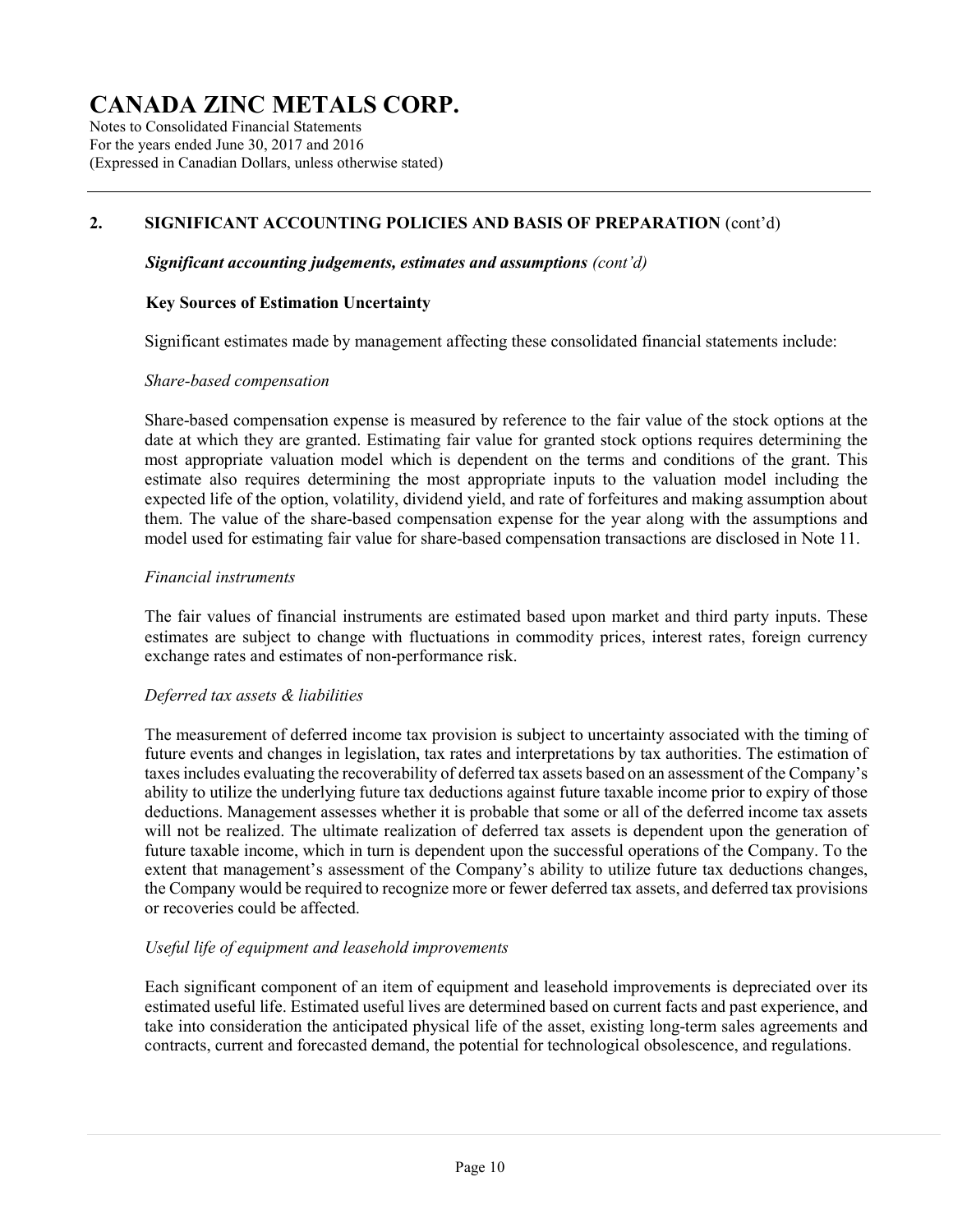## 2. SIGNIFICANT ACCOUNTING POLICIES AND BASIS OF PREPARATION (cont'd)

***Significant accounting judgements, estimates and assumptions*** *(cont'd)*

### Key Sources of Estimation Uncertainty

Significant estimates made by management affecting these consolidated financial statements include:

*Share-based compensation*

Share-based compensation expense is measured by reference to the fair value of the stock options at the date at which they are granted. Estimating fair value for granted stock options requires determining the most appropriate valuation model which is dependent on the terms and conditions of the grant. This estimate also requires determining the most appropriate inputs to the valuation model including the expected life of the option, volatility, dividend yield, and rate of forfeitures and making assumption about them. The value of the share-based compensation expense for the year along with the assumptions and model used for estimating fair value for share-based compensation transactions are disclosed in Note 11.

*Financial instruments*

The fair values of financial instruments are estimated based upon market and third party inputs. These estimates are subject to change with fluctuations in commodity prices, interest rates, foreign currency exchange rates and estimates of non-performance risk.

*Deferred tax assets & liabilities*

The measurement of deferred income tax provision is subject to uncertainty associated with the timing of future events and changes in legislation, tax rates and interpretations by tax authorities. The estimation of taxes includes evaluating the recoverability of deferred tax assets based on an assessment of the Company's ability to utilize the underlying future tax deductions against future taxable income prior to expiry of those deductions. Management assesses whether it is probable that some or all of the deferred income tax assets will not be realized. The ultimate realization of deferred tax assets is dependent upon the generation of future taxable income, which in turn is dependent upon the successful operations of the Company. To the extent that management's assessment of the Company's ability to utilize future tax deductions changes, the Company would be required to recognize more or fewer deferred tax assets, and deferred tax provisions or recoveries could be affected.

*Useful life of equipment and leasehold improvements*

Each significant component of an item of equipment and leasehold improvements is depreciated over its estimated useful life. Estimated useful lives are determined based on current facts and past experience, and take into consideration the anticipated physical life of the asset, existing long-term sales agreements and contracts, current and forecasted demand, the potential for technological obsolescence, and regulations.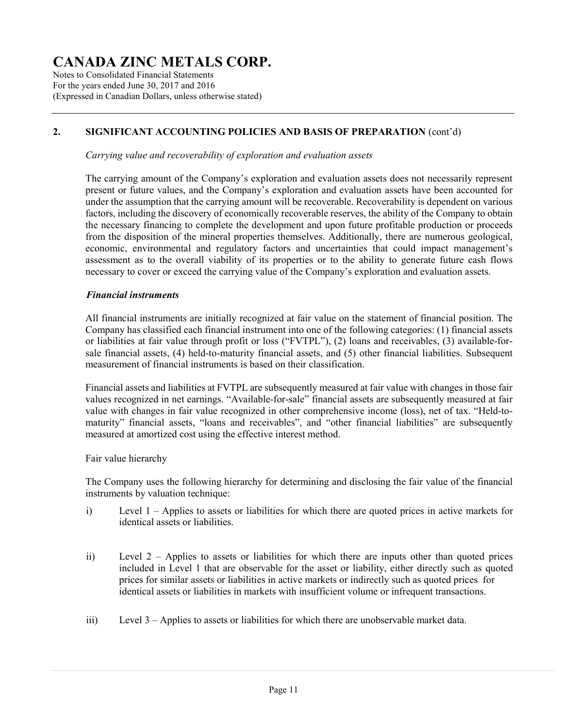## 2. SIGNIFICANT ACCOUNTING POLICIES AND BASIS OF PREPARATION (cont'd)

*Carrying value and recoverability of exploration and evaluation assets*

The carrying amount of the Company's exploration and evaluation assets does not necessarily represent present or future values, and the Company's exploration and evaluation assets have been accounted for under the assumption that the carrying amount will be recoverable. Recoverability is dependent on various factors, including the discovery of economically recoverable reserves, the ability of the Company to obtain the necessary financing to complete the development and upon future profitable production or proceeds from the disposition of the mineral properties themselves. Additionally, there are numerous geological, economic, environmental and regulatory factors and uncertainties that could impact management's assessment as to the overall viability of its properties or to the ability to generate future cash flows necessary to cover or exceed the carrying value of the Company's exploration and evaluation assets.

***Financial instruments***

All financial instruments are initially recognized at fair value on the statement of financial position. The Company has classified each financial instrument into one of the following categories: (1) financial assets or liabilities at fair value through profit or loss ("FVTPL"), (2) loans and receivables, (3) available-for-sale financial assets, (4) held-to-maturity financial assets, and (5) other financial liabilities. Subsequent measurement of financial instruments is based on their classification.

Financial assets and liabilities at FVTPL are subsequently measured at fair value with changes in those fair values recognized in net earnings. "Available-for-sale" financial assets are subsequently measured at fair value with changes in fair value recognized in other comprehensive income (loss), net of tax. "Held-to-maturity" financial assets, "loans and receivables", and "other financial liabilities" are subsequently measured at amortized cost using the effective interest method.

Fair value hierarchy

The Company uses the following hierarchy for determining and disclosing the fair value of the financial instruments by valuation technique:

i) Level 1 – Applies to assets or liabilities for which there are quoted prices in active markets for identical assets or liabilities.

ii) Level 2 – Applies to assets or liabilities for which there are inputs other than quoted prices included in Level 1 that are observable for the asset or liability, either directly such as quoted prices for similar assets or liabilities in active markets or indirectly such as quoted prices for identical assets or liabilities in markets with insufficient volume or infrequent transactions.

iii) Level 3 – Applies to assets or liabilities for which there are unobservable market data.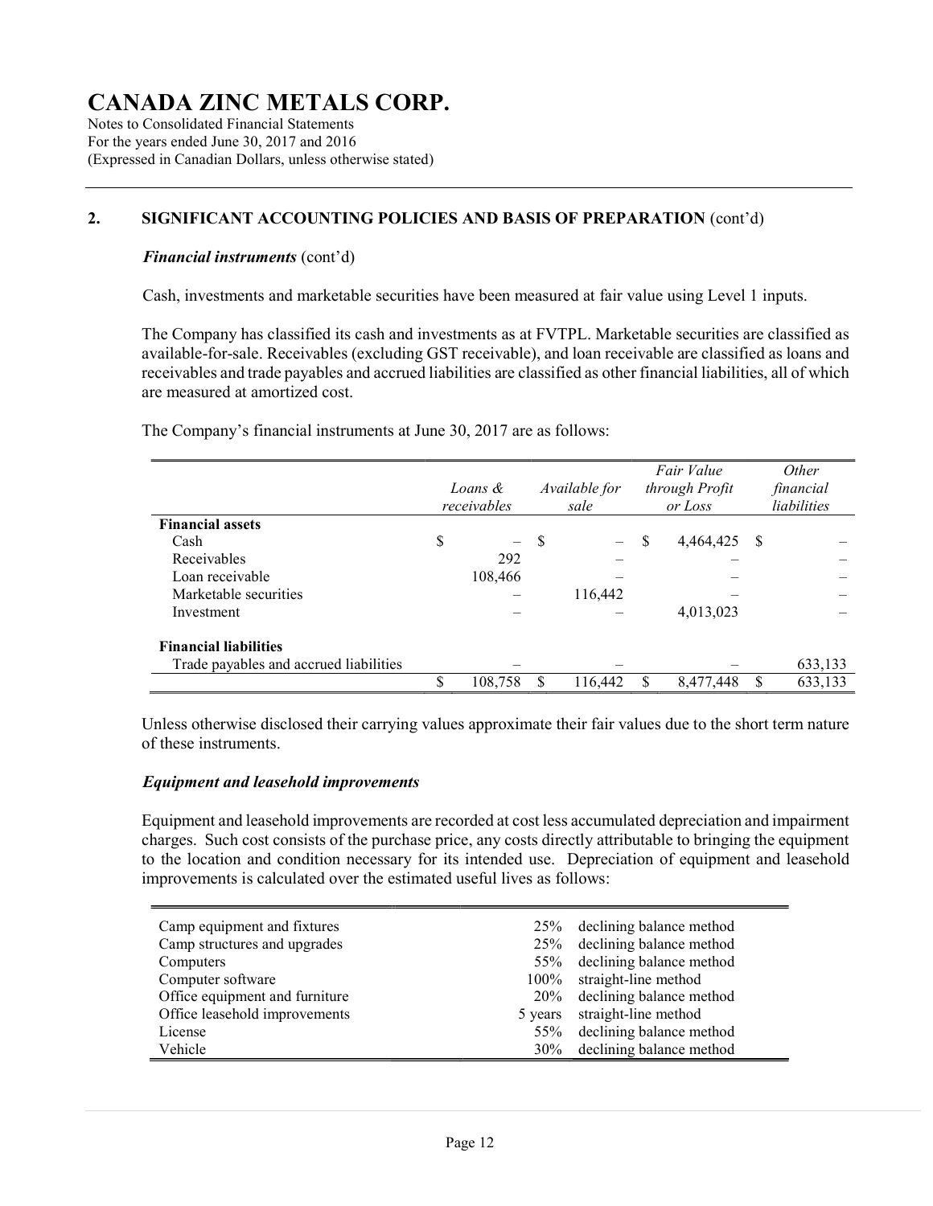# CANADA ZINC METALS CORP.

Notes to Consolidated Financial Statements
For the years ended June 30, 2017 and 2016
(Expressed in Canadian Dollars, unless otherwise stated)

## 2. SIGNIFICANT ACCOUNTING POLICIES AND BASIS OF PREPARATION (cont'd)

### *Financial instruments* (cont'd)

Cash, investments and marketable securities have been measured at fair value using Level 1 inputs.

The Company has classified its cash and investments as at FVTPL. Marketable securities are classified as available-for-sale. Receivables (excluding GST receivable), and loan receivable are classified as loans and receivables and trade payables and accrued liabilities are classified as other financial liabilities, all of which are measured at amortized cost.

The Company's financial instruments at June 30, 2017 are as follows:

| | *Loans & receivables* | *Available for sale* | *Fair Value through Profit or Loss* | *Other financial liabilities* |
|---|---|---|---|---|
| **Financial assets** | | | | |
| Cash | $ – | $ – | $ 4,464,425 | $ – |
| Receivables | 292 | – | – | – |
| Loan receivable | 108,466 | – | – | – |
| Marketable securities | – | 116,442 | – | – |
| Investment | – | – | 4,013,023 | – |
| **Financial liabilities** | | | | |
| Trade payables and accrued liabilities | – | – | – | 633,133 |
| | $ 108,758 | $ 116,442 | $ 8,477,448 | $ 633,133 |

Unless otherwise disclosed their carrying values approximate their fair values due to the short term nature of these instruments.

### *Equipment and leasehold improvements*

Equipment and leasehold improvements are recorded at cost less accumulated depreciation and impairment charges. Such cost consists of the purchase price, any costs directly attributable to bringing the equipment to the location and condition necessary for its intended use. Depreciation of equipment and leasehold improvements is calculated over the estimated useful lives as follows:

| | | |
|---|---|---|
| Camp equipment and fixtures | 25% | declining balance method |
| Camp structures and upgrades | 25% | declining balance method |
| Computers | 55% | declining balance method |
| Computer software | 100% | straight-line method |
| Office equipment and furniture | 20% | declining balance method |
| Office leasehold improvements | 5 years | straight-line method |
| License | 55% | declining balance method |
| Vehicle | 30% | declining balance method |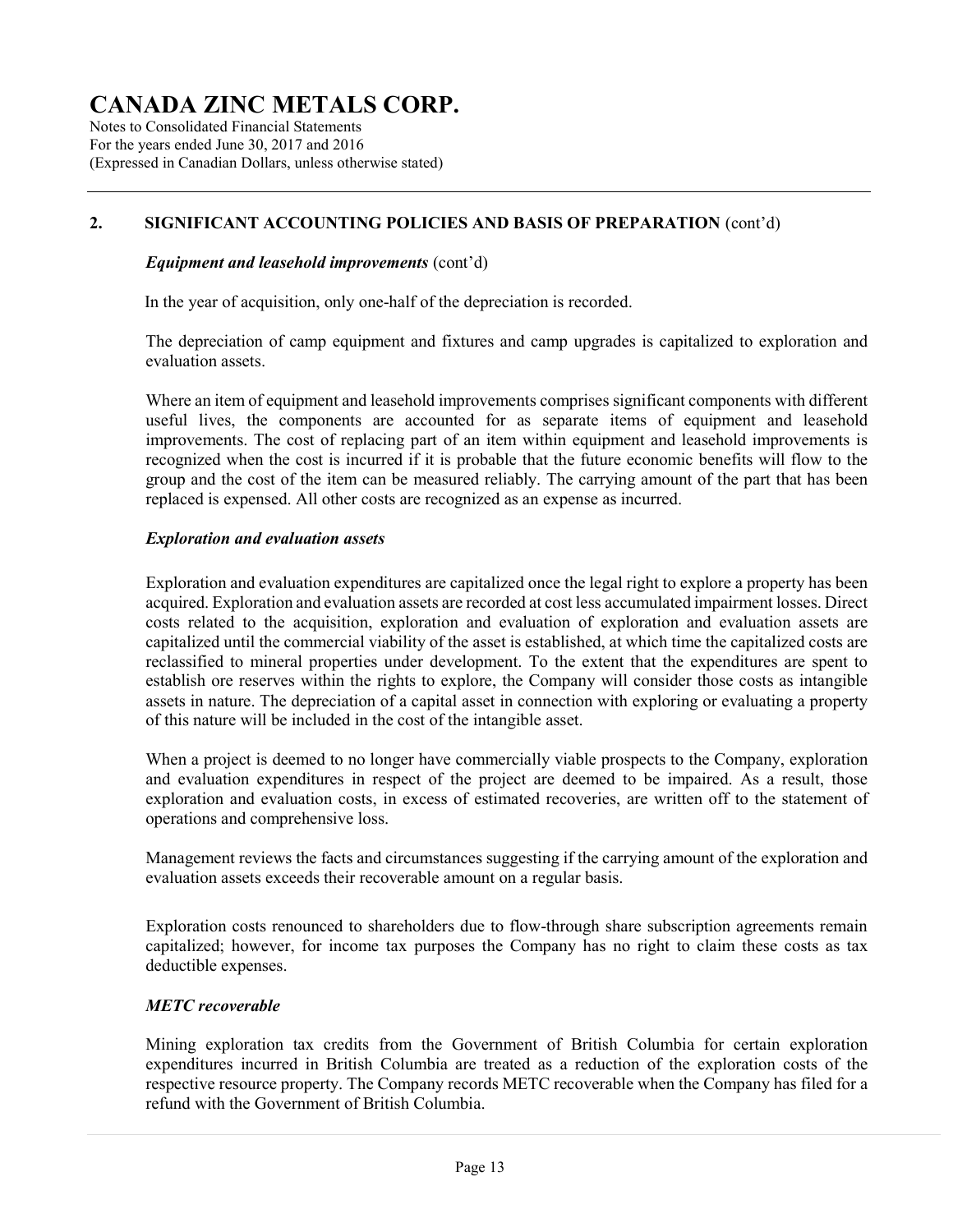## 2. SIGNIFICANT ACCOUNTING POLICIES AND BASIS OF PREPARATION (cont'd)

### *Equipment and leasehold improvements* (cont'd)

In the year of acquisition, only one-half of the depreciation is recorded.

The depreciation of camp equipment and fixtures and camp upgrades is capitalized to exploration and evaluation assets.

Where an item of equipment and leasehold improvements comprises significant components with different useful lives, the components are accounted for as separate items of equipment and leasehold improvements. The cost of replacing part of an item within equipment and leasehold improvements is recognized when the cost is incurred if it is probable that the future economic benefits will flow to the group and the cost of the item can be measured reliably. The carrying amount of the part that has been replaced is expensed. All other costs are recognized as an expense as incurred.

### *Exploration and evaluation assets*

Exploration and evaluation expenditures are capitalized once the legal right to explore a property has been acquired. Exploration and evaluation assets are recorded at cost less accumulated impairment losses. Direct costs related to the acquisition, exploration and evaluation of exploration and evaluation assets are capitalized until the commercial viability of the asset is established, at which time the capitalized costs are reclassified to mineral properties under development. To the extent that the expenditures are spent to establish ore reserves within the rights to explore, the Company will consider those costs as intangible assets in nature. The depreciation of a capital asset in connection with exploring or evaluating a property of this nature will be included in the cost of the intangible asset.

When a project is deemed to no longer have commercially viable prospects to the Company, exploration and evaluation expenditures in respect of the project are deemed to be impaired. As a result, those exploration and evaluation costs, in excess of estimated recoveries, are written off to the statement of operations and comprehensive loss.

Management reviews the facts and circumstances suggesting if the carrying amount of the exploration and evaluation assets exceeds their recoverable amount on a regular basis.

Exploration costs renounced to shareholders due to flow-through share subscription agreements remain capitalized; however, for income tax purposes the Company has no right to claim these costs as tax deductible expenses.

### *METC recoverable*

Mining exploration tax credits from the Government of British Columbia for certain exploration expenditures incurred in British Columbia are treated as a reduction of the exploration costs of the respective resource property. The Company records METC recoverable when the Company has filed for a refund with the Government of British Columbia.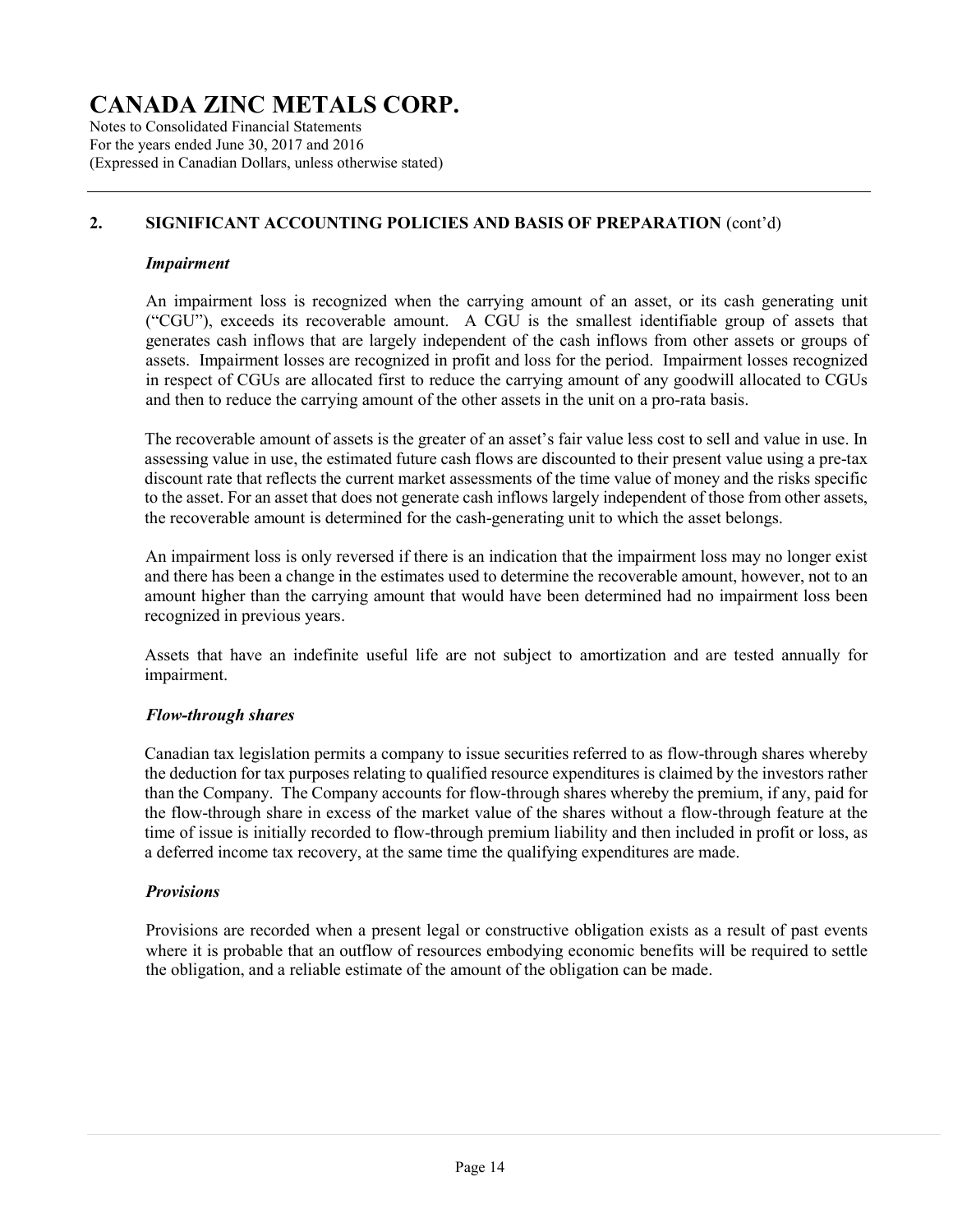## 2. SIGNIFICANT ACCOUNTING POLICIES AND BASIS OF PREPARATION (cont'd)

### *Impairment*

An impairment loss is recognized when the carrying amount of an asset, or its cash generating unit ("CGU"), exceeds its recoverable amount. A CGU is the smallest identifiable group of assets that generates cash inflows that are largely independent of the cash inflows from other assets or groups of assets. Impairment losses are recognized in profit and loss for the period. Impairment losses recognized in respect of CGUs are allocated first to reduce the carrying amount of any goodwill allocated to CGUs and then to reduce the carrying amount of the other assets in the unit on a pro-rata basis.

The recoverable amount of assets is the greater of an asset's fair value less cost to sell and value in use. In assessing value in use, the estimated future cash flows are discounted to their present value using a pre-tax discount rate that reflects the current market assessments of the time value of money and the risks specific to the asset. For an asset that does not generate cash inflows largely independent of those from other assets, the recoverable amount is determined for the cash-generating unit to which the asset belongs.

An impairment loss is only reversed if there is an indication that the impairment loss may no longer exist and there has been a change in the estimates used to determine the recoverable amount, however, not to an amount higher than the carrying amount that would have been determined had no impairment loss been recognized in previous years.

Assets that have an indefinite useful life are not subject to amortization and are tested annually for impairment.

### *Flow-through shares*

Canadian tax legislation permits a company to issue securities referred to as flow-through shares whereby the deduction for tax purposes relating to qualified resource expenditures is claimed by the investors rather than the Company. The Company accounts for flow-through shares whereby the premium, if any, paid for the flow-through share in excess of the market value of the shares without a flow-through feature at the time of issue is initially recorded to flow-through premium liability and then included in profit or loss, as a deferred income tax recovery, at the same time the qualifying expenditures are made.

### *Provisions*

Provisions are recorded when a present legal or constructive obligation exists as a result of past events where it is probable that an outflow of resources embodying economic benefits will be required to settle the obligation, and a reliable estimate of the amount of the obligation can be made.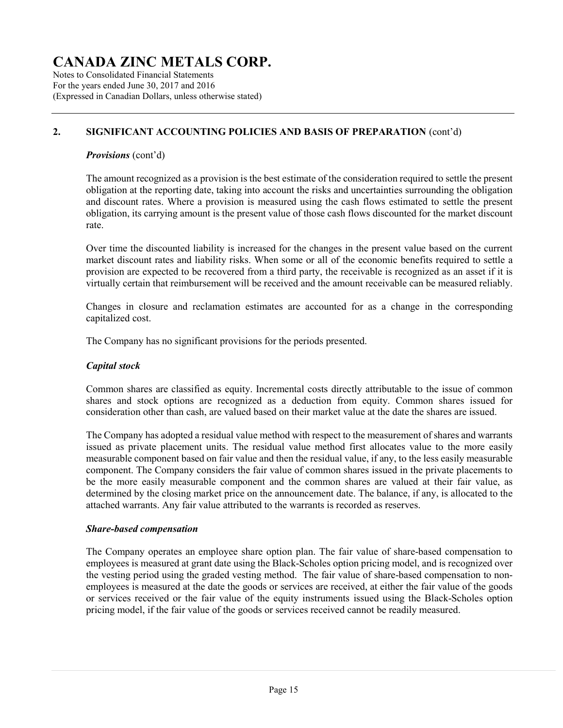## 2. SIGNIFICANT ACCOUNTING POLICIES AND BASIS OF PREPARATION (cont'd)

### *Provisions* (cont'd)

The amount recognized as a provision is the best estimate of the consideration required to settle the present obligation at the reporting date, taking into account the risks and uncertainties surrounding the obligation and discount rates. Where a provision is measured using the cash flows estimated to settle the present obligation, its carrying amount is the present value of those cash flows discounted for the market discount rate.

Over time the discounted liability is increased for the changes in the present value based on the current market discount rates and liability risks. When some or all of the economic benefits required to settle a provision are expected to be recovered from a third party, the receivable is recognized as an asset if it is virtually certain that reimbursement will be received and the amount receivable can be measured reliably.

Changes in closure and reclamation estimates are accounted for as a change in the corresponding capitalized cost.

The Company has no significant provisions for the periods presented.

### *Capital stock*

Common shares are classified as equity. Incremental costs directly attributable to the issue of common shares and stock options are recognized as a deduction from equity. Common shares issued for consideration other than cash, are valued based on their market value at the date the shares are issued.

The Company has adopted a residual value method with respect to the measurement of shares and warrants issued as private placement units. The residual value method first allocates value to the more easily measurable component based on fair value and then the residual value, if any, to the less easily measurable component. The Company considers the fair value of common shares issued in the private placements to be the more easily measurable component and the common shares are valued at their fair value, as determined by the closing market price on the announcement date. The balance, if any, is allocated to the attached warrants. Any fair value attributed to the warrants is recorded as reserves.

### *Share-based compensation*

The Company operates an employee share option plan. The fair value of share-based compensation to employees is measured at grant date using the Black-Scholes option pricing model, and is recognized over the vesting period using the graded vesting method. The fair value of share-based compensation to non-employees is measured at the date the goods or services are received, at either the fair value of the goods or services received or the fair value of the equity instruments issued using the Black-Scholes option pricing model, if the fair value of the goods or services received cannot be readily measured.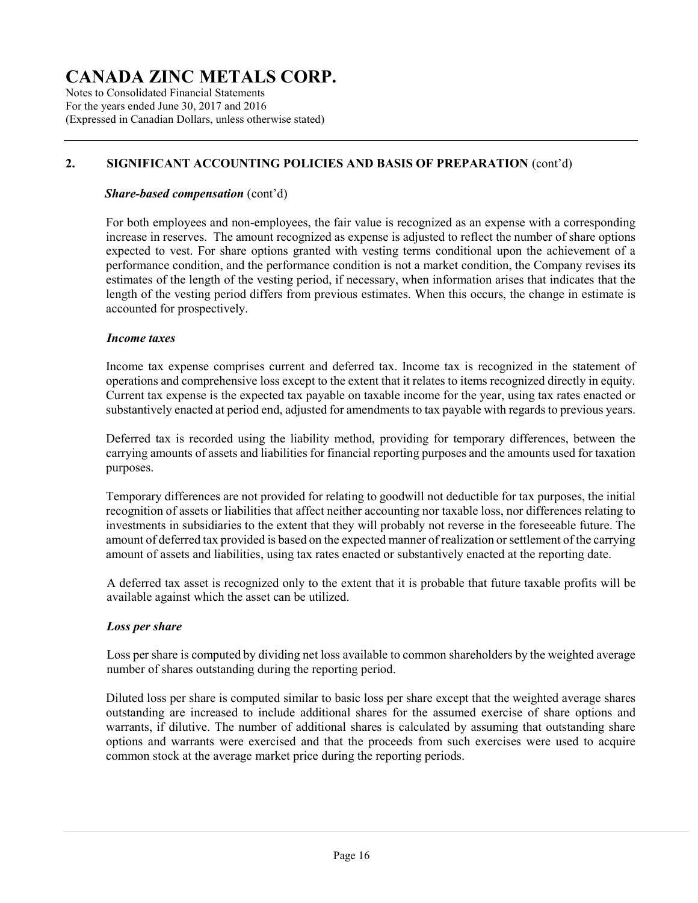## 2. SIGNIFICANT ACCOUNTING POLICIES AND BASIS OF PREPARATION (cont'd)

***Share-based compensation*** (cont'd)

For both employees and non-employees, the fair value is recognized as an expense with a corresponding increase in reserves. The amount recognized as expense is adjusted to reflect the number of share options expected to vest. For share options granted with vesting terms conditional upon the achievement of a performance condition, and the performance condition is not a market condition, the Company revises its estimates of the length of the vesting period, if necessary, when information arises that indicates that the length of the vesting period differs from previous estimates. When this occurs, the change in estimate is accounted for prospectively.

***Income taxes***

Income tax expense comprises current and deferred tax. Income tax is recognized in the statement of operations and comprehensive loss except to the extent that it relates to items recognized directly in equity. Current tax expense is the expected tax payable on taxable income for the year, using tax rates enacted or substantively enacted at period end, adjusted for amendments to tax payable with regards to previous years.

Deferred tax is recorded using the liability method, providing for temporary differences, between the carrying amounts of assets and liabilities for financial reporting purposes and the amounts used for taxation purposes.

Temporary differences are not provided for relating to goodwill not deductible for tax purposes, the initial recognition of assets or liabilities that affect neither accounting nor taxable loss, nor differences relating to investments in subsidiaries to the extent that they will probably not reverse in the foreseeable future. The amount of deferred tax provided is based on the expected manner of realization or settlement of the carrying amount of assets and liabilities, using tax rates enacted or substantively enacted at the reporting date.

A deferred tax asset is recognized only to the extent that it is probable that future taxable profits will be available against which the asset can be utilized.

***Loss per share***

Loss per share is computed by dividing net loss available to common shareholders by the weighted average number of shares outstanding during the reporting period.

Diluted loss per share is computed similar to basic loss per share except that the weighted average shares outstanding are increased to include additional shares for the assumed exercise of share options and warrants, if dilutive. The number of additional shares is calculated by assuming that outstanding share options and warrants were exercised and that the proceeds from such exercises were used to acquire common stock at the average market price during the reporting periods.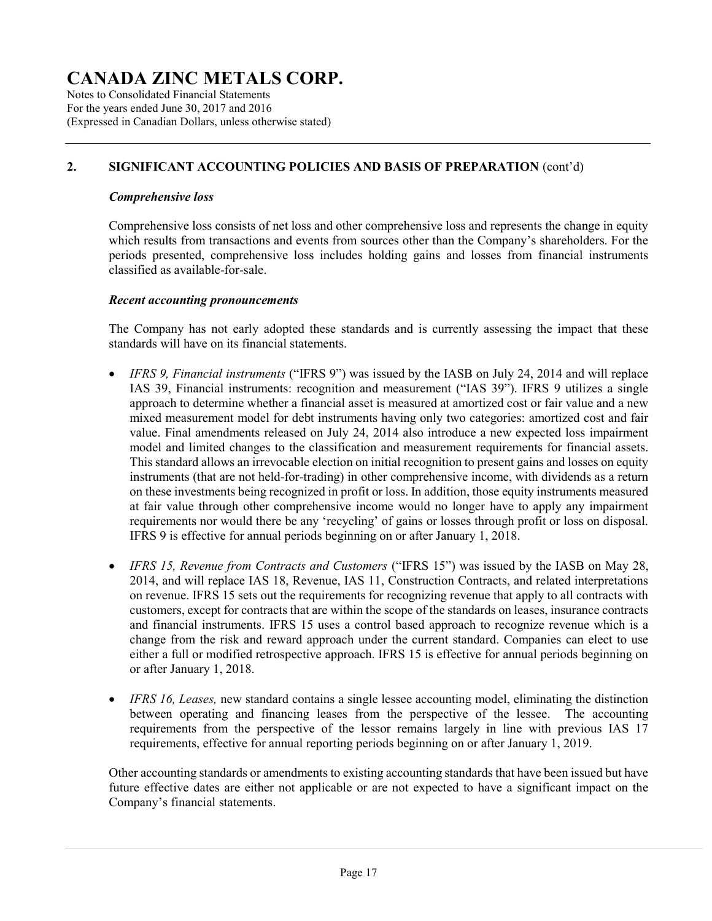## 2. SIGNIFICANT ACCOUNTING POLICIES AND BASIS OF PREPARATION (cont'd)

### *Comprehensive loss*

Comprehensive loss consists of net loss and other comprehensive loss and represents the change in equity which results from transactions and events from sources other than the Company's shareholders. For the periods presented, comprehensive loss includes holding gains and losses from financial instruments classified as available-for-sale.

### *Recent accounting pronouncements*

The Company has not early adopted these standards and is currently assessing the impact that these standards will have on its financial statements.

- *IFRS 9, Financial instruments* ("IFRS 9") was issued by the IASB on July 24, 2014 and will replace IAS 39, Financial instruments: recognition and measurement ("IAS 39"). IFRS 9 utilizes a single approach to determine whether a financial asset is measured at amortized cost or fair value and a new mixed measurement model for debt instruments having only two categories: amortized cost and fair value. Final amendments released on July 24, 2014 also introduce a new expected loss impairment model and limited changes to the classification and measurement requirements for financial assets. This standard allows an irrevocable election on initial recognition to present gains and losses on equity instruments (that are not held-for-trading) in other comprehensive income, with dividends as a return on these investments being recognized in profit or loss. In addition, those equity instruments measured at fair value through other comprehensive income would no longer have to apply any impairment requirements nor would there be any 'recycling' of gains or losses through profit or loss on disposal. IFRS 9 is effective for annual periods beginning on or after January 1, 2018.

- *IFRS 15, Revenue from Contracts and Customers* ("IFRS 15") was issued by the IASB on May 28, 2014, and will replace IAS 18, Revenue, IAS 11, Construction Contracts, and related interpretations on revenue. IFRS 15 sets out the requirements for recognizing revenue that apply to all contracts with customers, except for contracts that are within the scope of the standards on leases, insurance contracts and financial instruments. IFRS 15 uses a control based approach to recognize revenue which is a change from the risk and reward approach under the current standard. Companies can elect to use either a full or modified retrospective approach. IFRS 15 is effective for annual periods beginning on or after January 1, 2018.

- *IFRS 16, Leases,* new standard contains a single lessee accounting model, eliminating the distinction between operating and financing leases from the perspective of the lessee. The accounting requirements from the perspective of the lessor remains largely in line with previous IAS 17 requirements, effective for annual reporting periods beginning on or after January 1, 2019.

Other accounting standards or amendments to existing accounting standards that have been issued but have future effective dates are either not applicable or are not expected to have a significant impact on the Company's financial statements.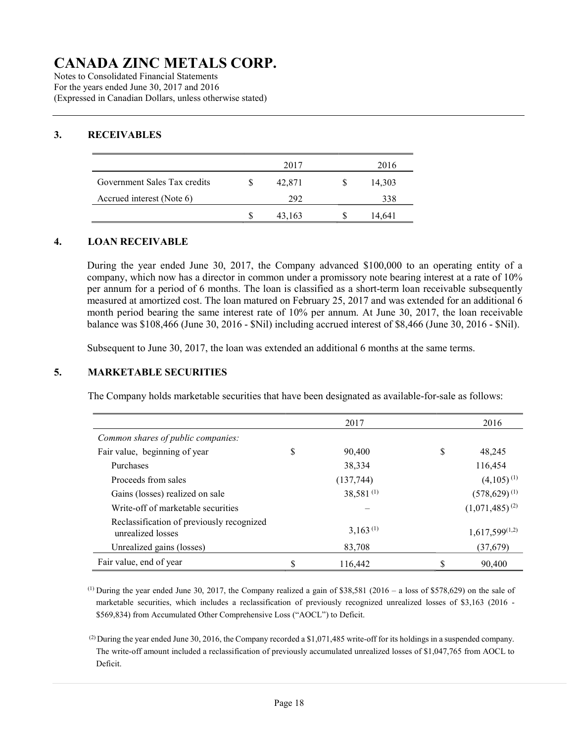# CANADA ZINC METALS CORP.

Notes to Consolidated Financial Statements
For the years ended June 30, 2017 and 2016
(Expressed in Canadian Dollars, unless otherwise stated)

## 3. RECEIVABLES

| | 2017 | 2016 |
|---|---|---|
| Government Sales Tax credits | $ 42,871 | $ 14,303 |
| Accrued interest (Note 6) | 292 | 338 |
| | $ 43,163 | $ 14,641 |

## 4. LOAN RECEIVABLE

During the year ended June 30, 2017, the Company advanced $100,000 to an operating entity of a company, which now has a director in common under a promissory note bearing interest at a rate of 10% per annum for a period of 6 months. The loan is classified as a short-term loan receivable subsequently measured at amortized cost. The loan matured on February 25, 2017 and was extended for an additional 6 month period bearing the same interest rate of 10% per annum. At June 30, 2017, the loan receivable balance was $108,466 (June 30, 2016 - $Nil) including accrued interest of $8,466 (June 30, 2016 - $Nil).

Subsequent to June 30, 2017, the loan was extended an additional 6 months at the same terms.

## 5. MARKETABLE SECURITIES

The Company holds marketable securities that have been designated as available-for-sale as follows:

| | 2017 | 2016 |
|---|---|---|
| *Common shares of public companies:* | | |
| Fair value, beginning of year | $ 90,400 | $ 48,245 |
| Purchases | 38,334 | 116,454 |
| Proceeds from sales | (137,744) | (4,105) [1] |
| Gains (losses) realized on sale | 38,581 [1] | (578,629) [1] |
| Write-off of marketable securities | – | (1,071,485) [2] |
| Reclassification of previously recognized unrealized losses | 3,163 [1] | 1,617,599 [1,2] |
| Unrealized gains (losses) | 83,708 | (37,679) |
| Fair value, end of year | $ 116,442 | $ 90,400 |

[1] During the year ended June 30, 2017, the Company realized a gain of $38,581 (2016 – a loss of $578,629) on the sale of marketable securities, which includes a reclassification of previously recognized unrealized losses of $3,163 (2016 - $569,834) from Accumulated Other Comprehensive Loss ("AOCL") to Deficit.

[2] During the year ended June 30, 2016, the Company recorded a $1,071,485 write-off for its holdings in a suspended company. The write-off amount included a reclassification of previously accumulated unrealized losses of $1,047,765 from AOCL to Deficit.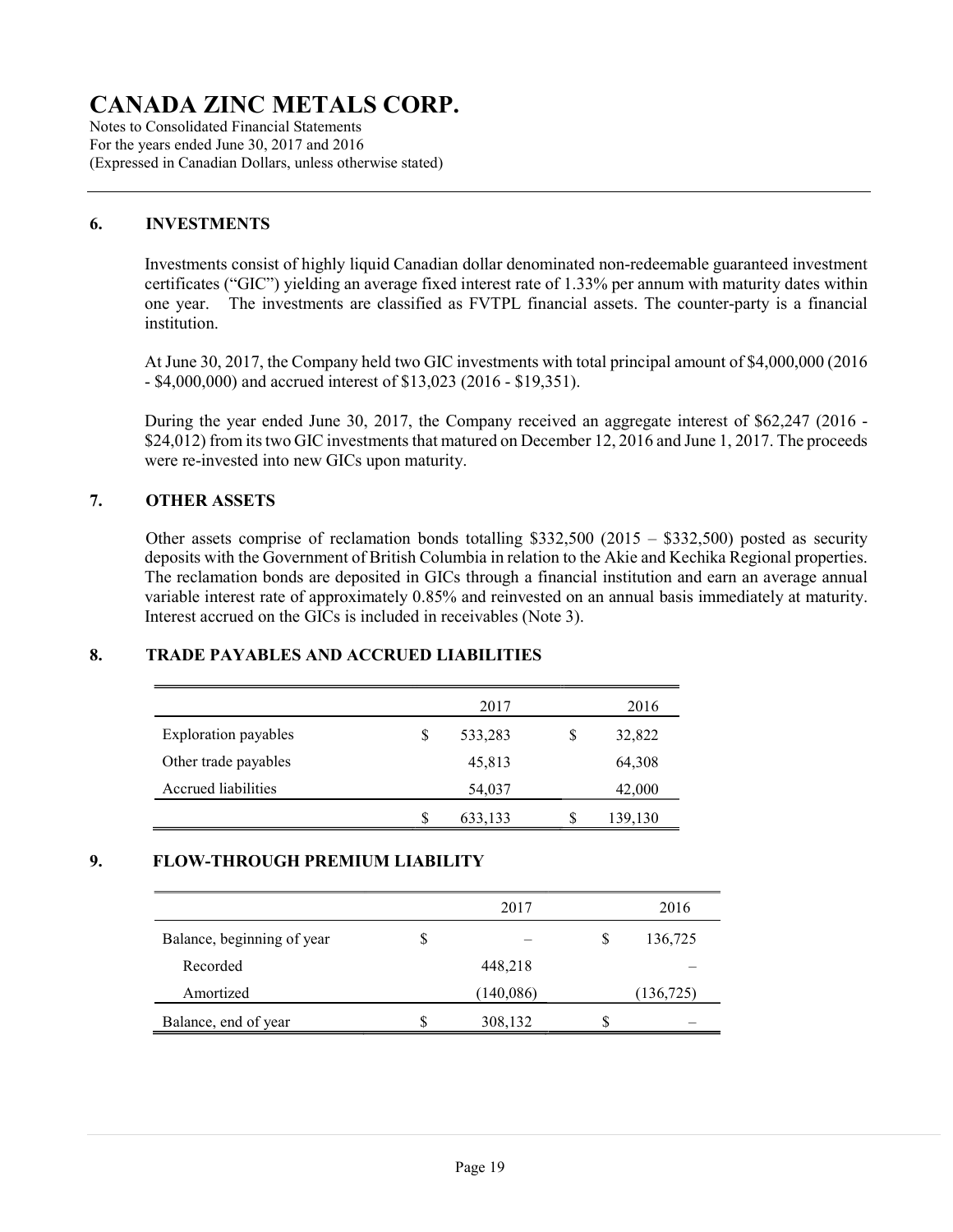## 6. INVESTMENTS

Investments consist of highly liquid Canadian dollar denominated non-redeemable guaranteed investment certificates ("GIC") yielding an average fixed interest rate of 1.33% per annum with maturity dates within one year. The investments are classified as FVTPL financial assets. The counter-party is a financial institution.

At June 30, 2017, the Company held two GIC investments with total principal amount of $4,000,000 (2016 - $4,000,000) and accrued interest of $13,023 (2016 - $19,351).

During the year ended June 30, 2017, the Company received an aggregate interest of $62,247 (2016 - $24,012) from its two GIC investments that matured on December 12, 2016 and June 1, 2017. The proceeds were re-invested into new GICs upon maturity.

## 7. OTHER ASSETS

Other assets comprise of reclamation bonds totalling $332,500 (2015 – $332,500) posted as security deposits with the Government of British Columbia in relation to the Akie and Kechika Regional properties. The reclamation bonds are deposited in GICs through a financial institution and earn an average annual variable interest rate of approximately 0.85% and reinvested on an annual basis immediately at maturity. Interest accrued on the GICs is included in receivables (Note 3).

## 8. TRADE PAYABLES AND ACCRUED LIABILITIES

| | 2017 | 2016 |
|---|---|---|
| Exploration payables | $ 533,283 | $ 32,822 |
| Other trade payables | 45,813 | 64,308 |
| Accrued liabilities | 54,037 | 42,000 |
| | $ 633,133 | $ 139,130 |

## 9. FLOW-THROUGH PREMIUM LIABILITY

| | 2017 | 2016 |
|---|---|---|
| Balance, beginning of year | $ – | $ 136,725 |
| Recorded | 448,218 | – |
| Amortized | (140,086) | (136,725) |
| Balance, end of year | $ 308,132 | $ – |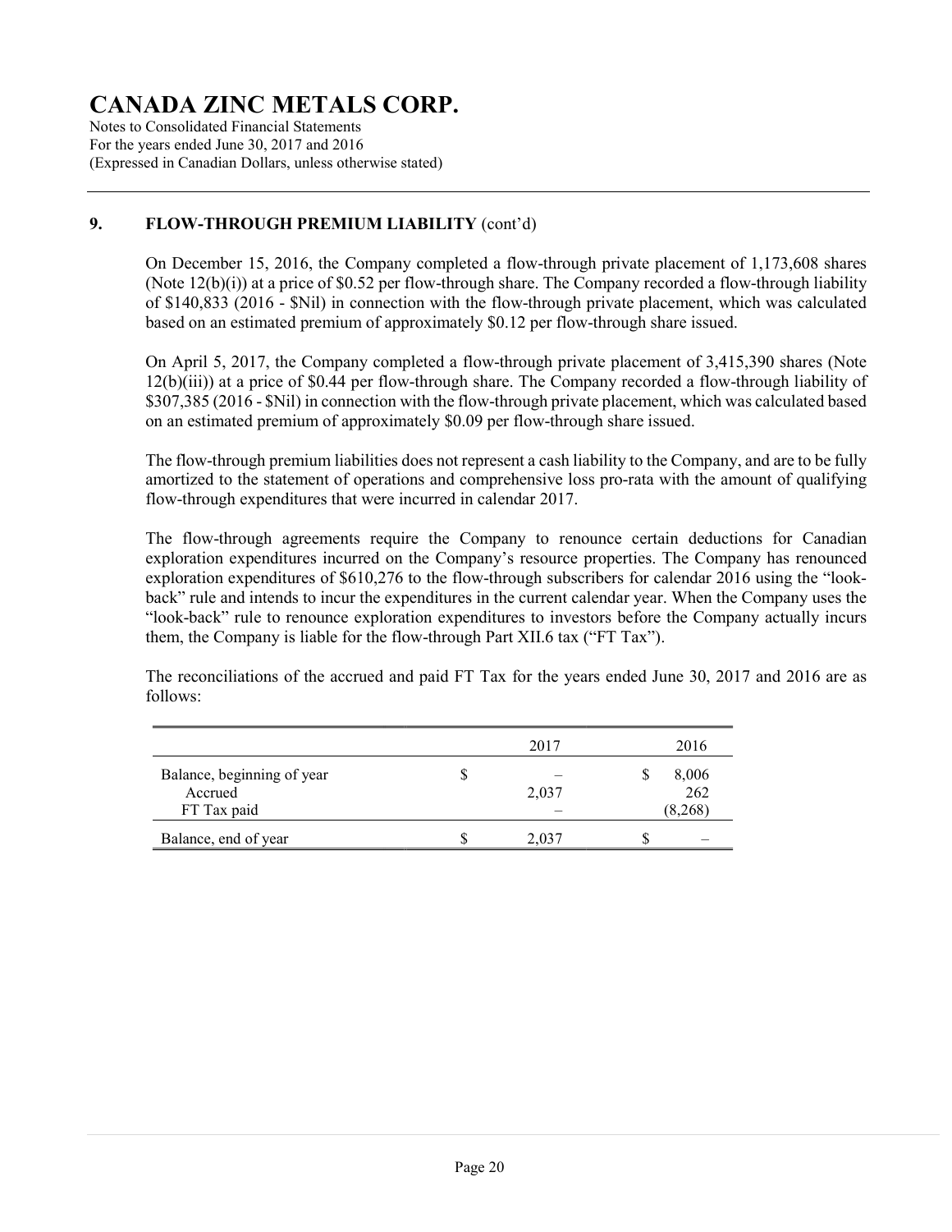# CANADA ZINC METALS CORP.

Notes to Consolidated Financial Statements
For the years ended June 30, 2017 and 2016
(Expressed in Canadian Dollars, unless otherwise stated)

## 9. FLOW-THROUGH PREMIUM LIABILITY (cont'd)

On December 15, 2016, the Company completed a flow-through private placement of 1,173,608 shares (Note 12(b)(i)) at a price of $0.52 per flow-through share. The Company recorded a flow-through liability of $140,833 (2016 - $Nil) in connection with the flow-through private placement, which was calculated based on an estimated premium of approximately $0.12 per flow-through share issued.

On April 5, 2017, the Company completed a flow-through private placement of 3,415,390 shares (Note 12(b)(iii)) at a price of $0.44 per flow-through share. The Company recorded a flow-through liability of $307,385 (2016 - $Nil) in connection with the flow-through private placement, which was calculated based on an estimated premium of approximately $0.09 per flow-through share issued.

The flow-through premium liabilities does not represent a cash liability to the Company, and are to be fully amortized to the statement of operations and comprehensive loss pro-rata with the amount of qualifying flow-through expenditures that were incurred in calendar 2017.

The flow-through agreements require the Company to renounce certain deductions for Canadian exploration expenditures incurred on the Company's resource properties. The Company has renounced exploration expenditures of $610,276 to the flow-through subscribers for calendar 2016 using the "look-back" rule and intends to incur the expenditures in the current calendar year. When the Company uses the "look-back" rule to renounce exploration expenditures to investors before the Company actually incurs them, the Company is liable for the flow-through Part XII.6 tax ("FT Tax").

The reconciliations of the accrued and paid FT Tax for the years ended June 30, 2017 and 2016 are as follows:

| | | 2017 | | 2016 |
|---|---|---|---|---|
| Balance, beginning of year | $ | – | $ | 8,006 |
| Accrued | | 2,037 | | 262 |
| FT Tax paid | | – | | (8,268) |
| Balance, end of year | $ | 2,037 | $ | – |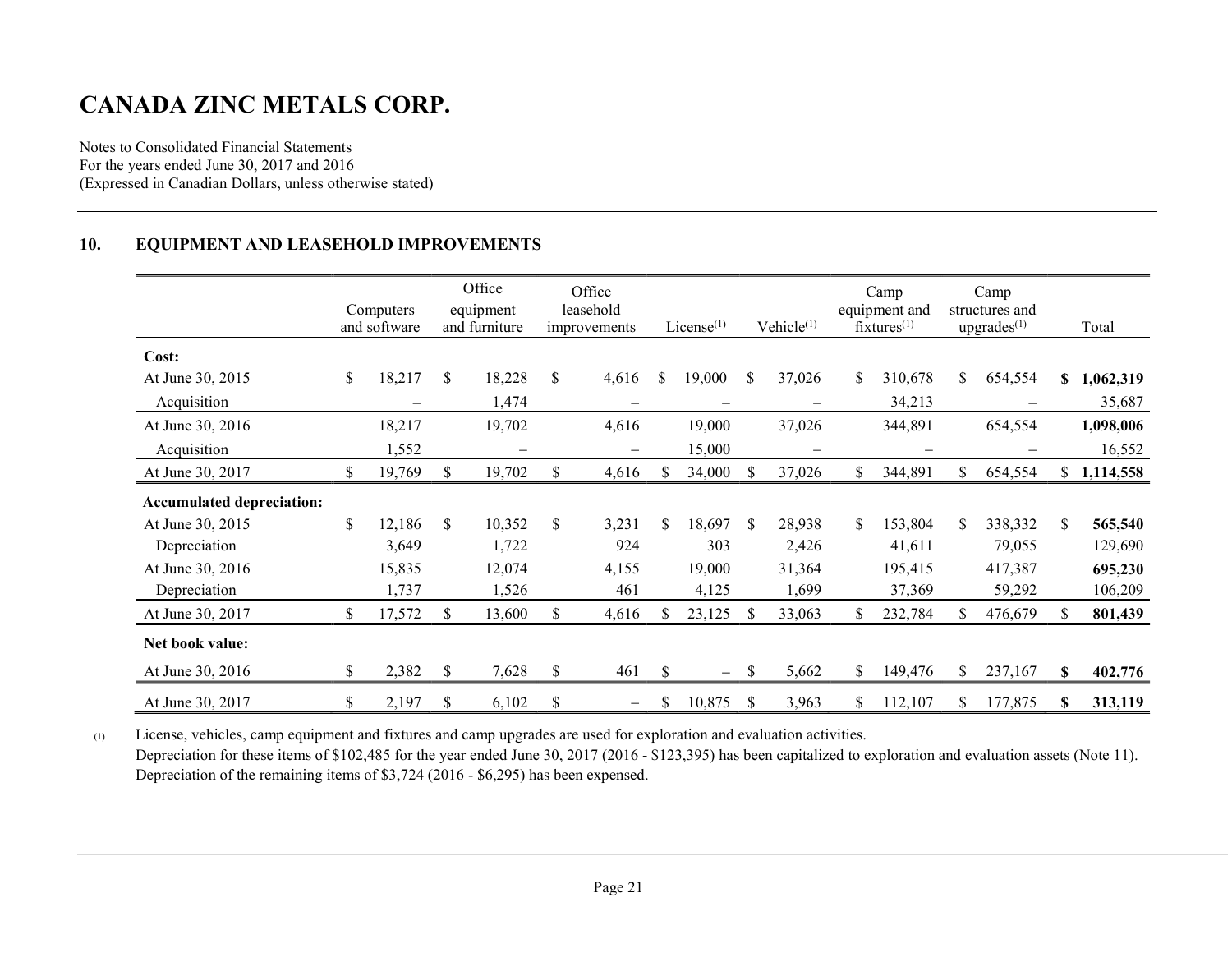# CANADA ZINC METALS CORP.

Notes to Consolidated Financial Statements
For the years ended June 30, 2017 and 2016
(Expressed in Canadian Dollars, unless otherwise stated)

## 10. EQUIPMENT AND LEASEHOLD IMPROVEMENTS

| | Computers and software | Office equipment and furniture | Office leasehold improvements | License[(1)] | Vehicle[(1)] | Camp equipment and fixtures[(1)] | Camp structures and upgrades[(1)] | Total |
|---|---|---|---|---|---|---|---|---|
| **Cost:** | | | | | | | | |
| At June 30, 2015 | $ 18,217 | $ 18,228 | $ 4,616 | $ 19,000 | $ 37,026 | $ 310,678 | $ 654,554 | **$ 1,062,319** |
| Acquisition | – | 1,474 | – | – | – | 34,213 | – | 35,687 |
| At June 30, 2016 | 18,217 | 19,702 | 4,616 | 19,000 | 37,026 | 344,891 | 654,554 | **1,098,006** |
| Acquisition | 1,552 | – | – | 15,000 | – | – | – | 16,552 |
| At June 30, 2017 | $ 19,769 | $ 19,702 | $ 4,616 | $ 34,000 | $ 37,026 | $ 344,891 | $ 654,554 | **$ 1,114,558** |
| **Accumulated depreciation:** | | | | | | | | |
| At June 30, 2015 | $ 12,186 | $ 10,352 | $ 3,231 | $ 18,697 | $ 28,938 | $ 153,804 | $ 338,332 | **$ 565,540** |
| Depreciation | 3,649 | 1,722 | 924 | 303 | 2,426 | 41,611 | 79,055 | 129,690 |
| At June 30, 2016 | 15,835 | 12,074 | 4,155 | 19,000 | 31,364 | 195,415 | 417,387 | **695,230** |
| Depreciation | 1,737 | 1,526 | 461 | 4,125 | 1,699 | 37,369 | 59,292 | 106,209 |
| At June 30, 2017 | $ 17,572 | $ 13,600 | $ 4,616 | $ 23,125 | $ 33,063 | $ 232,784 | $ 476,679 | **$ 801,439** |
| **Net book value:** | | | | | | | | |
| At June 30, 2016 | $ 2,382 | $ 7,628 | $ 461 | $ – | $ 5,662 | $ 149,476 | $ 237,167 | **$ 402,776** |
| At June 30, 2017 | $ 2,197 | $ 6,102 | $ – | $ 10,875 | $ 3,963 | $ 112,107 | $ 177,875 | **$ 313,119** |

(1) License, vehicles, camp equipment and fixtures and camp upgrades are used for exploration and evaluation activities. Depreciation for these items of $102,485 for the year ended June 30, 2017 (2016 - $123,395) has been capitalized to exploration and evaluation assets (Note 11). Depreciation of the remaining items of $3,724 (2016 - $6,295) has been expensed.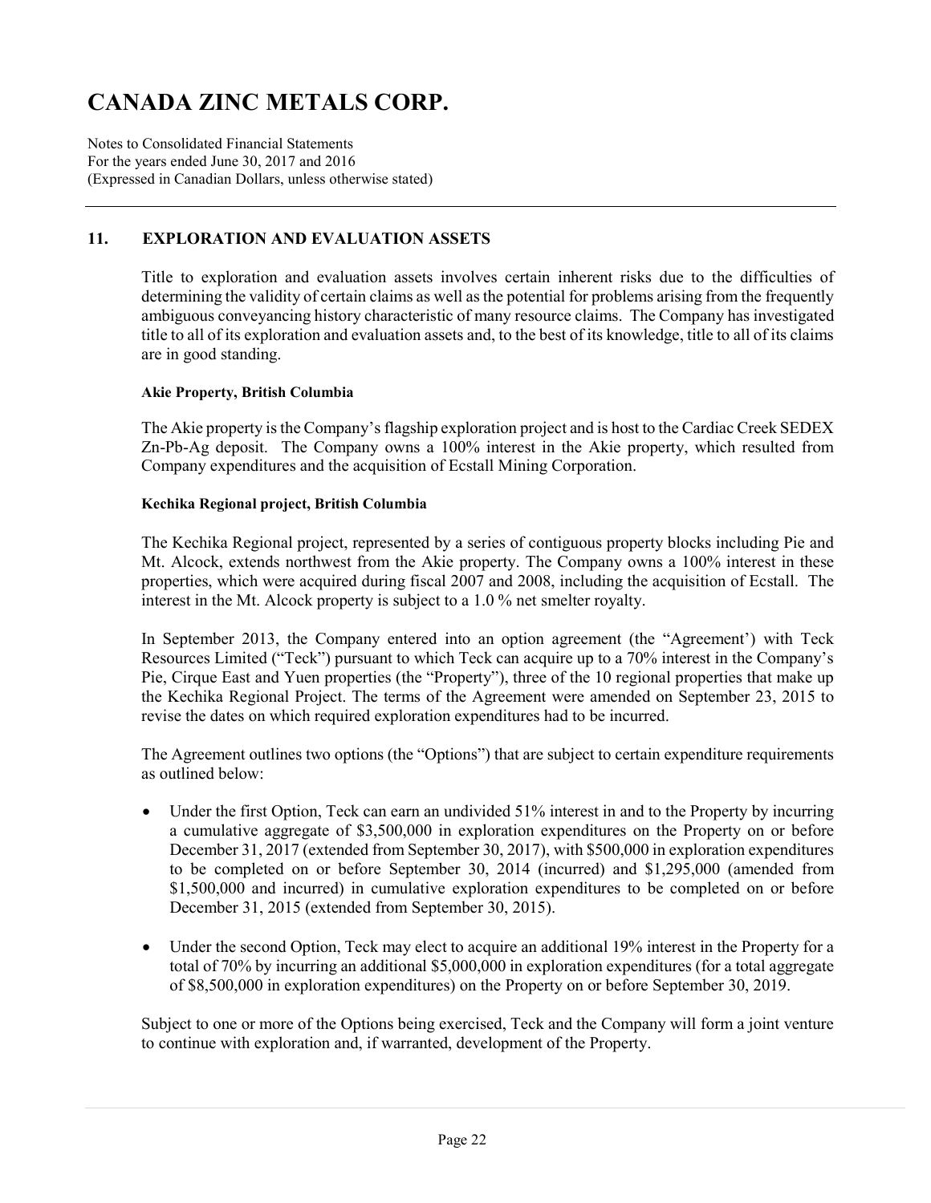# CANADA ZINC METALS CORP.

Notes to Consolidated Financial Statements
For the years ended June 30, 2017 and 2016
(Expressed in Canadian Dollars, unless otherwise stated)

## 11. EXPLORATION AND EVALUATION ASSETS

Title to exploration and evaluation assets involves certain inherent risks due to the difficulties of determining the validity of certain claims as well as the potential for problems arising from the frequently ambiguous conveyancing history characteristic of many resource claims. The Company has investigated title to all of its exploration and evaluation assets and, to the best of its knowledge, title to all of its claims are in good standing.

**Akie Property, British Columbia**

The Akie property is the Company's flagship exploration project and is host to the Cardiac Creek SEDEX Zn-Pb-Ag deposit. The Company owns a 100% interest in the Akie property, which resulted from Company expenditures and the acquisition of Ecstall Mining Corporation.

**Kechika Regional project, British Columbia**

The Kechika Regional project, represented by a series of contiguous property blocks including Pie and Mt. Alcock, extends northwest from the Akie property. The Company owns a 100% interest in these properties, which were acquired during fiscal 2007 and 2008, including the acquisition of Ecstall. The interest in the Mt. Alcock property is subject to a 1.0 % net smelter royalty.

In September 2013, the Company entered into an option agreement (the "Agreement') with Teck Resources Limited ("Teck") pursuant to which Teck can acquire up to a 70% interest in the Company's Pie, Cirque East and Yuen properties (the "Property"), three of the 10 regional properties that make up the Kechika Regional Project. The terms of the Agreement were amended on September 23, 2015 to revise the dates on which required exploration expenditures had to be incurred.

The Agreement outlines two options (the "Options") that are subject to certain expenditure requirements as outlined below:

- Under the first Option, Teck can earn an undivided 51% interest in and to the Property by incurring a cumulative aggregate of $3,500,000 in exploration expenditures on the Property on or before December 31, 2017 (extended from September 30, 2017), with $500,000 in exploration expenditures to be completed on or before September 30, 2014 (incurred) and $1,295,000 (amended from $1,500,000 and incurred) in cumulative exploration expenditures to be completed on or before December 31, 2015 (extended from September 30, 2015).

- Under the second Option, Teck may elect to acquire an additional 19% interest in the Property for a total of 70% by incurring an additional $5,000,000 in exploration expenditures (for a total aggregate of $8,500,000 in exploration expenditures) on the Property on or before September 30, 2019.

Subject to one or more of the Options being exercised, Teck and the Company will form a joint venture to continue with exploration and, if warranted, development of the Property.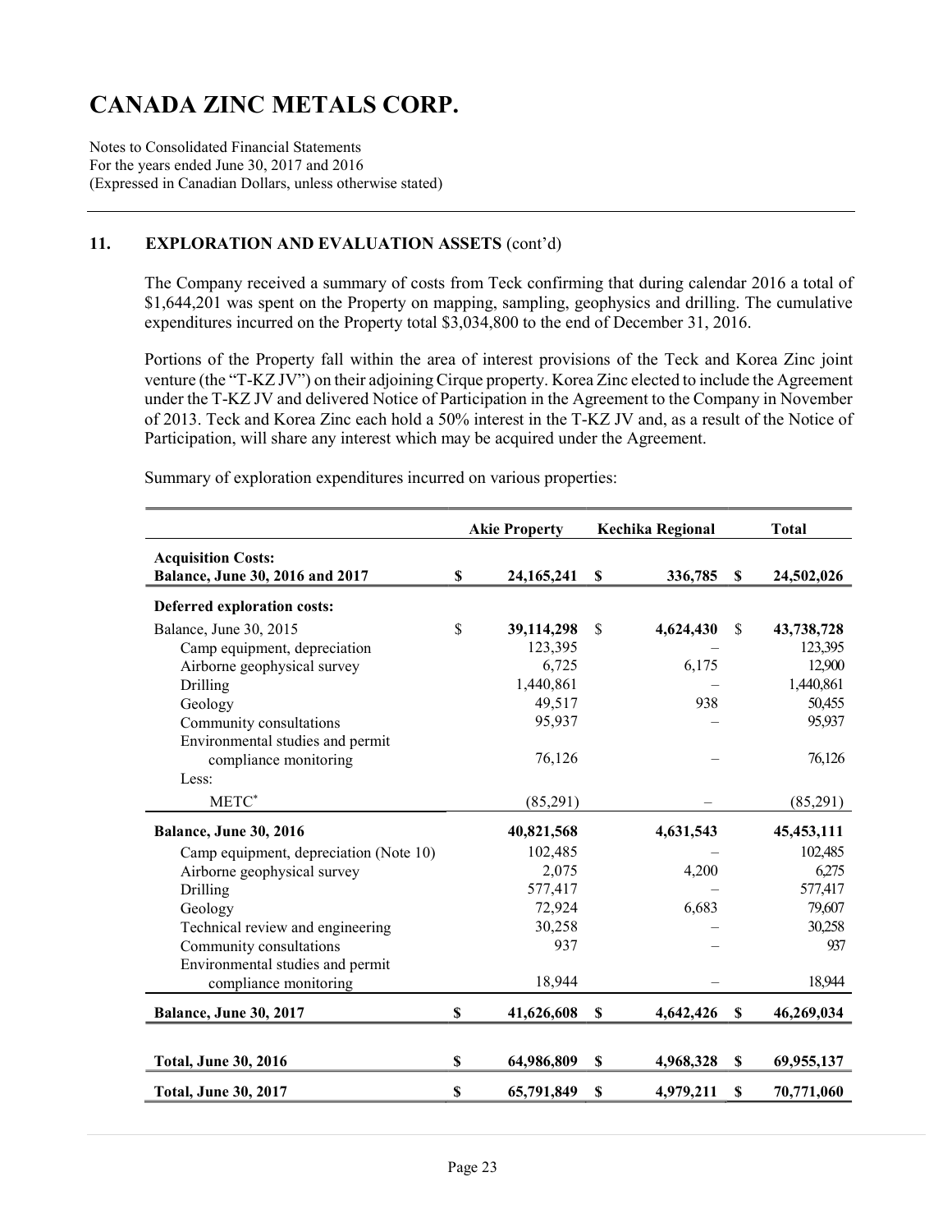# CANADA ZINC METALS CORP.

Notes to Consolidated Financial Statements
For the years ended June 30, 2017 and 2016
(Expressed in Canadian Dollars, unless otherwise stated)

## 11. EXPLORATION AND EVALUATION ASSETS (cont'd)

The Company received a summary of costs from Teck confirming that during calendar 2016 a total of $1,644,201 was spent on the Property on mapping, sampling, geophysics and drilling. The cumulative expenditures incurred on the Property total $3,034,800 to the end of December 31, 2016.

Portions of the Property fall within the area of interest provisions of the Teck and Korea Zinc joint venture (the "T-KZ JV") on their adjoining Cirque property. Korea Zinc elected to include the Agreement under the T-KZ JV and delivered Notice of Participation in the Agreement to the Company in November of 2013. Teck and Korea Zinc each hold a 50% interest in the T-KZ JV and, as a result of the Notice of Participation, will share any interest which may be acquired under the Agreement.

Summary of exploration expenditures incurred on various properties:

| | Akie Property | Kechika Regional | Total |
|---|---|---|---|
| **Acquisition Costs:** | | | |
| **Balance, June 30, 2016 and 2017** | **$ 24,165,241** | **$ 336,785** | **$ 24,502,026** |
| **Deferred exploration costs:** | | | |
| Balance, June 30, 2015 | $ **39,114,298** | $ **4,624,430** | $ **43,738,728** |
| Camp equipment, depreciation | 123,395 | – | 123,395 |
| Airborne geophysical survey | 6,725 | 6,175 | 12,900 |
| Drilling | 1,440,861 | – | 1,440,861 |
| Geology | 49,517 | 938 | 50,455 |
| Community consultations | 95,937 | – | 95,937 |
| Environmental studies and permit compliance monitoring | 76,126 | – | 76,126 |
| Less: | | | |
| METC* | (85,291) | – | (85,291) |
| **Balance, June 30, 2016** | **40,821,568** | **4,631,543** | **45,453,111** |
| Camp equipment, depreciation (Note 10) | 102,485 | – | 102,485 |
| Airborne geophysical survey | 2,075 | 4,200 | 6,275 |
| Drilling | 577,417 | – | 577,417 |
| Geology | 72,924 | 6,683 | 79,607 |
| Technical review and engineering | 30,258 | – | 30,258 |
| Community consultations | 937 | – | 937 |
| Environmental studies and permit compliance monitoring | 18,944 | – | 18,944 |
| **Balance, June 30, 2017** | **$ 41,626,608** | **$ 4,642,426** | **$ 46,269,034** |
| | | | |
| **Total, June 30, 2016** | **$ 64,986,809** | **$ 4,968,328** | **$ 69,955,137** |
| **Total, June 30, 2017** | **$ 65,791,849** | **$ 4,979,211** | **$ 70,771,060** |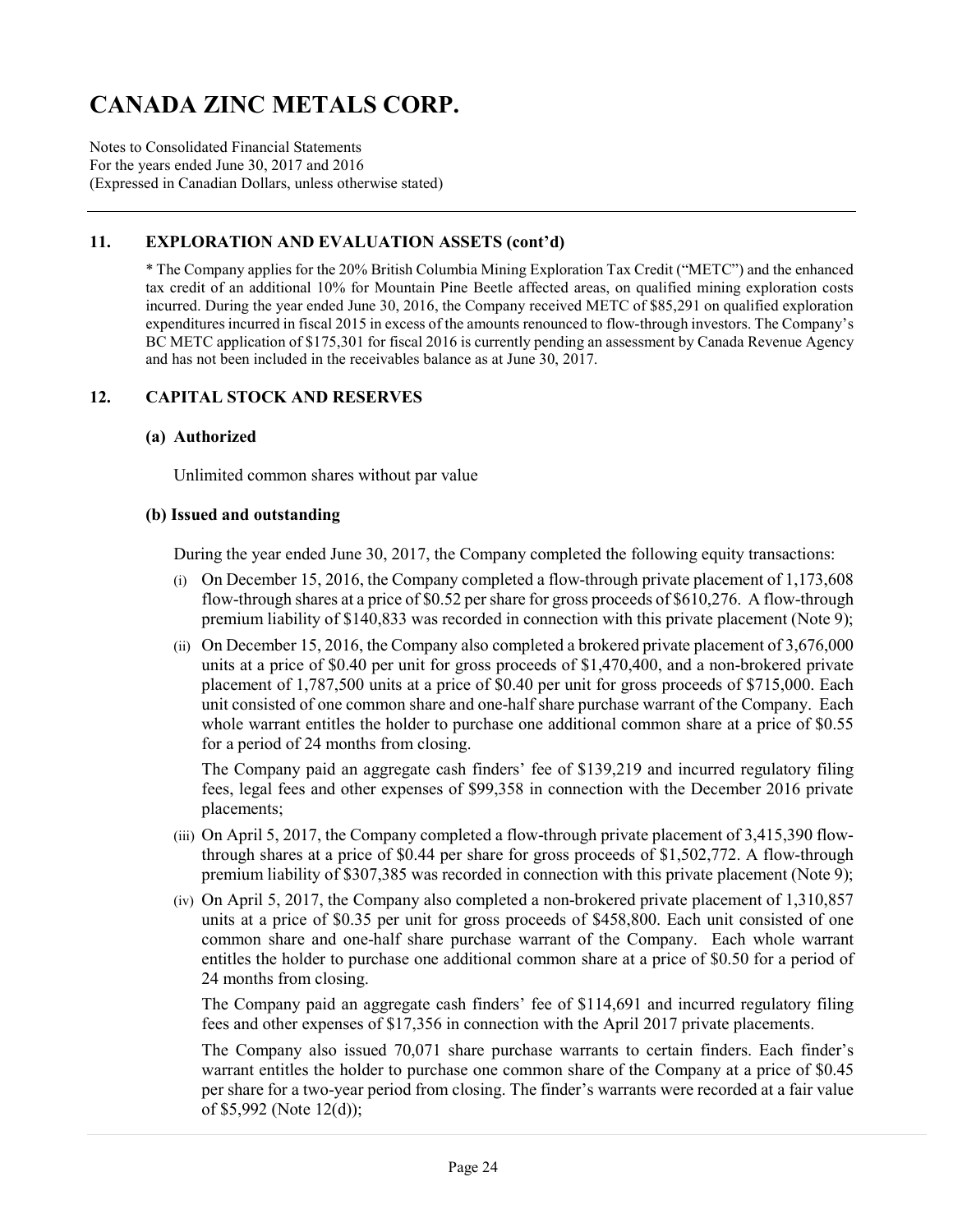# CANADA ZINC METALS CORP.

Notes to Consolidated Financial Statements
For the years ended June 30, 2017 and 2016
(Expressed in Canadian Dollars, unless otherwise stated)

## 11. EXPLORATION AND EVALUATION ASSETS (cont'd)

* The Company applies for the 20% British Columbia Mining Exploration Tax Credit ("METC") and the enhanced tax credit of an additional 10% for Mountain Pine Beetle affected areas, on qualified mining exploration costs incurred. During the year ended June 30, 2016, the Company received METC of $85,291 on qualified exploration expenditures incurred in fiscal 2015 in excess of the amounts renounced to flow-through investors. The Company's BC METC application of $175,301 for fiscal 2016 is currently pending an assessment by Canada Revenue Agency and has not been included in the receivables balance as at June 30, 2017.

## 12. CAPITAL STOCK AND RESERVES

### (a) Authorized

Unlimited common shares without par value

### (b) Issued and outstanding

During the year ended June 30, 2017, the Company completed the following equity transactions:

(i) On December 15, 2016, the Company completed a flow-through private placement of 1,173,608 flow-through shares at a price of $0.52 per share for gross proceeds of $610,276. A flow-through premium liability of $140,833 was recorded in connection with this private placement (Note 9);

(ii) On December 15, 2016, the Company also completed a brokered private placement of 3,676,000 units at a price of $0.40 per unit for gross proceeds of $1,470,400, and a non-brokered private placement of 1,787,500 units at a price of $0.40 per unit for gross proceeds of $715,000. Each unit consisted of one common share and one-half share purchase warrant of the Company. Each whole warrant entitles the holder to purchase one additional common share at a price of $0.55 for a period of 24 months from closing.

The Company paid an aggregate cash finders' fee of $139,219 and incurred regulatory filing fees, legal fees and other expenses of $99,358 in connection with the December 2016 private placements;

(iii) On April 5, 2017, the Company completed a flow-through private placement of 3,415,390 flow-through shares at a price of $0.44 per share for gross proceeds of $1,502,772. A flow-through premium liability of $307,385 was recorded in connection with this private placement (Note 9);

(iv) On April 5, 2017, the Company also completed a non-brokered private placement of 1,310,857 units at a price of $0.35 per unit for gross proceeds of $458,800. Each unit consisted of one common share and one-half share purchase warrant of the Company. Each whole warrant entitles the holder to purchase one additional common share at a price of $0.50 for a period of 24 months from closing.

The Company paid an aggregate cash finders' fee of $114,691 and incurred regulatory filing fees and other expenses of $17,356 in connection with the April 2017 private placements.

The Company also issued 70,071 share purchase warrants to certain finders. Each finder's warrant entitles the holder to purchase one common share of the Company at a price of $0.45 per share for a two-year period from closing. The finder's warrants were recorded at a fair value of $5,992 (Note 12(d));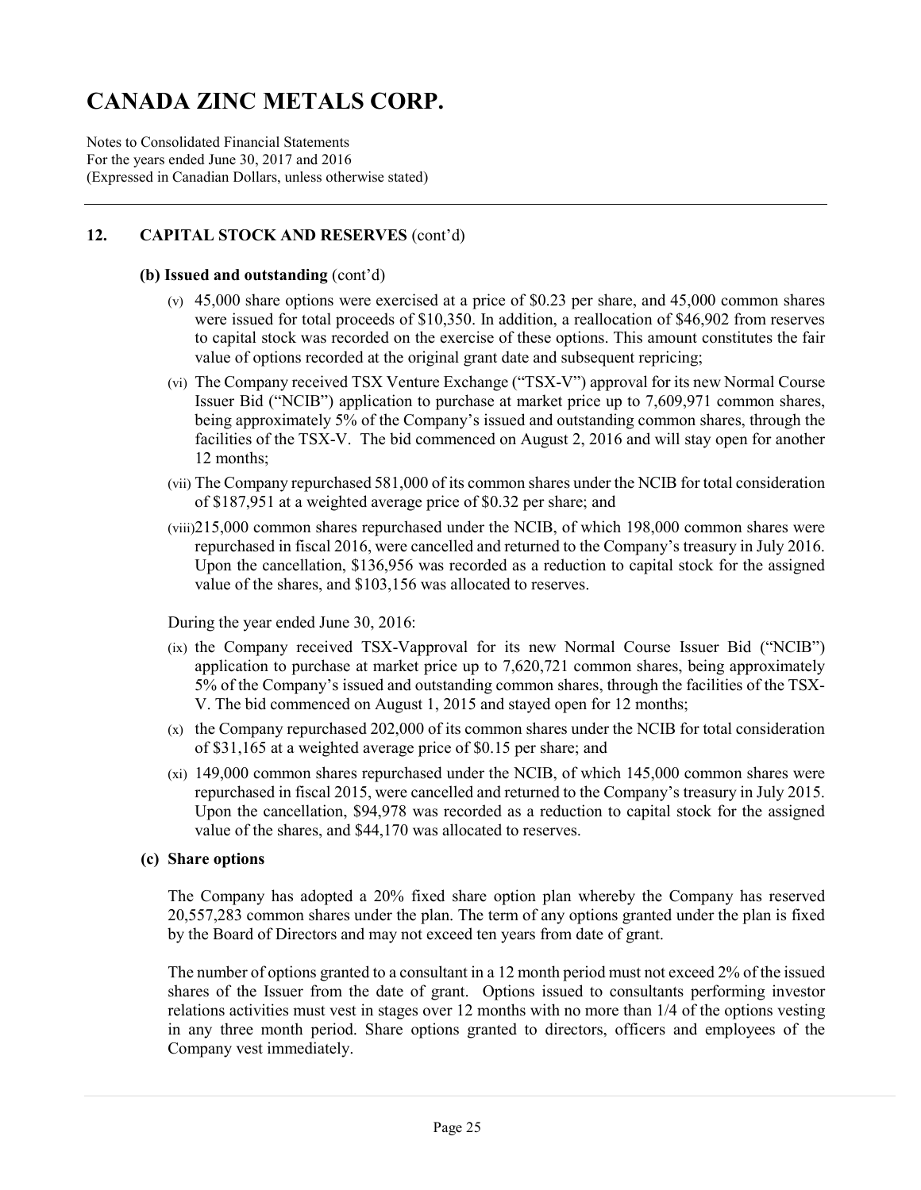# CANADA ZINC METALS CORP.

Notes to Consolidated Financial Statements
For the years ended June 30, 2017 and 2016
(Expressed in Canadian Dollars, unless otherwise stated)

## 12. CAPITAL STOCK AND RESERVES (cont'd)

### (b) Issued and outstanding (cont'd)

(v) 45,000 share options were exercised at a price of $0.23 per share, and 45,000 common shares were issued for total proceeds of $10,350. In addition, a reallocation of $46,902 from reserves to capital stock was recorded on the exercise of these options. This amount constitutes the fair value of options recorded at the original grant date and subsequent repricing;

(vi) The Company received TSX Venture Exchange ("TSX-V") approval for its new Normal Course Issuer Bid ("NCIB") application to purchase at market price up to 7,609,971 common shares, being approximately 5% of the Company's issued and outstanding common shares, through the facilities of the TSX-V. The bid commenced on August 2, 2016 and will stay open for another 12 months;

(vii) The Company repurchased 581,000 of its common shares under the NCIB for total consideration of $187,951 at a weighted average price of $0.32 per share; and

(viii) 215,000 common shares repurchased under the NCIB, of which 198,000 common shares were repurchased in fiscal 2016, were cancelled and returned to the Company's treasury in July 2016. Upon the cancellation, $136,956 was recorded as a reduction to capital stock for the assigned value of the shares, and $103,156 was allocated to reserves.

During the year ended June 30, 2016:

(ix) the Company received TSX-Vapproval for its new Normal Course Issuer Bid ("NCIB") application to purchase at market price up to 7,620,721 common shares, being approximately 5% of the Company's issued and outstanding common shares, through the facilities of the TSX-V. The bid commenced on August 1, 2015 and stayed open for 12 months;

(x) the Company repurchased 202,000 of its common shares under the NCIB for total consideration of $31,165 at a weighted average price of $0.15 per share; and

(xi) 149,000 common shares repurchased under the NCIB, of which 145,000 common shares were repurchased in fiscal 2015, were cancelled and returned to the Company's treasury in July 2015. Upon the cancellation, $94,978 was recorded as a reduction to capital stock for the assigned value of the shares, and $44,170 was allocated to reserves.

### (c) Share options

The Company has adopted a 20% fixed share option plan whereby the Company has reserved 20,557,283 common shares under the plan. The term of any options granted under the plan is fixed by the Board of Directors and may not exceed ten years from date of grant.

The number of options granted to a consultant in a 12 month period must not exceed 2% of the issued shares of the Issuer from the date of grant. Options issued to consultants performing investor relations activities must vest in stages over 12 months with no more than 1/4 of the options vesting in any three month period. Share options granted to directors, officers and employees of the Company vest immediately.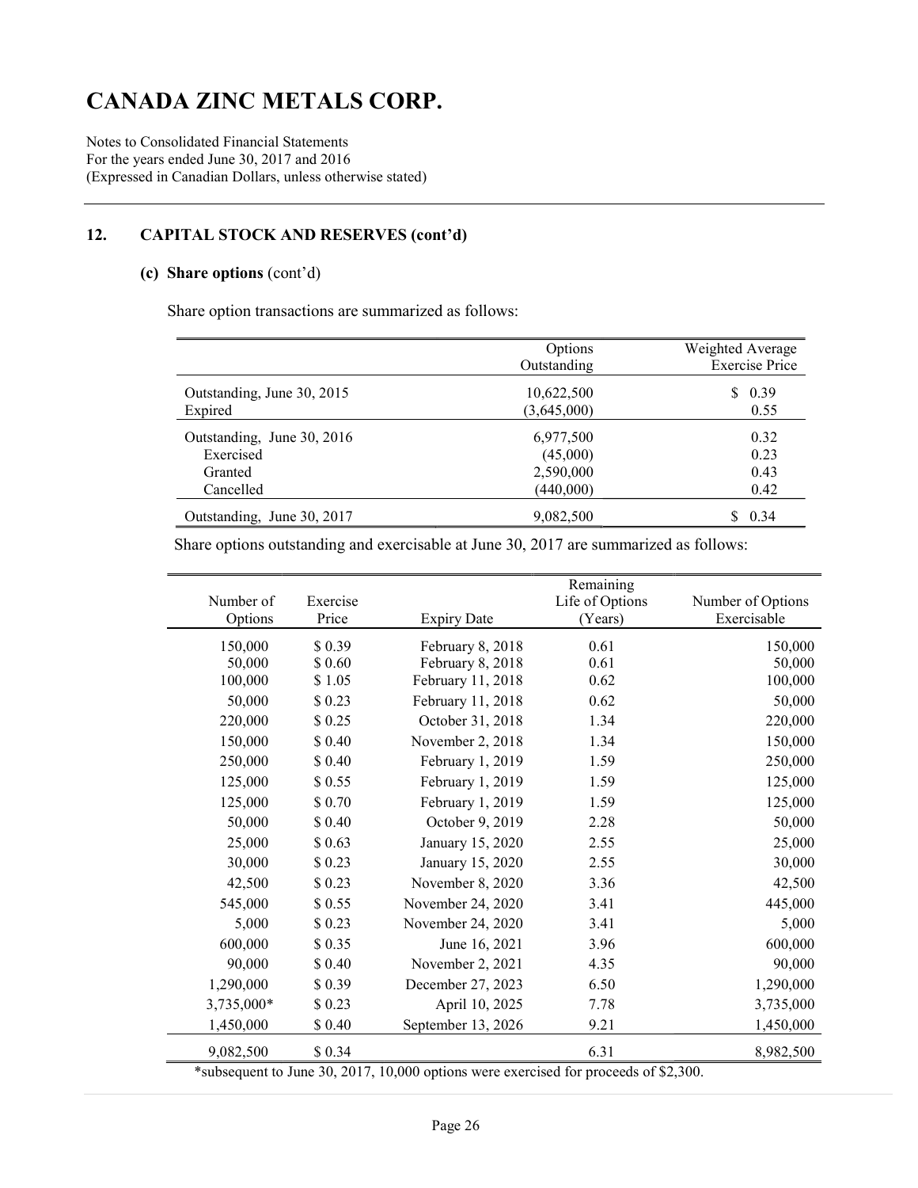# CANADA ZINC METALS CORP.

Notes to Consolidated Financial Statements
For the years ended June 30, 2017 and 2016
(Expressed in Canadian Dollars, unless otherwise stated)

## 12. CAPITAL STOCK AND RESERVES (cont'd)

### (c) Share options (cont'd)

Share option transactions are summarized as follows:

| | Options Outstanding | Weighted Average Exercise Price |
|---|---|---|
| Outstanding, June 30, 2015 | 10,622,500 | $ 0.39 |
| Expired | (3,645,000) | 0.55 |
| Outstanding, June 30, 2016 | 6,977,500 | 0.32 |
| Exercised | (45,000) | 0.23 |
| Granted | 2,590,000 | 0.43 |
| Cancelled | (440,000) | 0.42 |
| Outstanding, June 30, 2017 | 9,082,500 | $ 0.34 |

Share options outstanding and exercisable at June 30, 2017 are summarized as follows:

| Number of Options | Exercise Price | Expiry Date | Remaining Life of Options (Years) | Number of Options Exercisable |
|---|---|---|---|---|
| 150,000 | $ 0.39 | February 8, 2018 | 0.61 | 150,000 |
| 50,000 | $ 0.60 | February 8, 2018 | 0.61 | 50,000 |
| 100,000 | $ 1.05 | February 11, 2018 | 0.62 | 100,000 |
| 50,000 | $ 0.23 | February 11, 2018 | 0.62 | 50,000 |
| 220,000 | $ 0.25 | October 31, 2018 | 1.34 | 220,000 |
| 150,000 | $ 0.40 | November 2, 2018 | 1.34 | 150,000 |
| 250,000 | $ 0.40 | February 1, 2019 | 1.59 | 250,000 |
| 125,000 | $ 0.55 | February 1, 2019 | 1.59 | 125,000 |
| 125,000 | $ 0.70 | February 1, 2019 | 1.59 | 125,000 |
| 50,000 | $ 0.40 | October 9, 2019 | 2.28 | 50,000 |
| 25,000 | $ 0.63 | January 15, 2020 | 2.55 | 25,000 |
| 30,000 | $ 0.23 | January 15, 2020 | 2.55 | 30,000 |
| 42,500 | $ 0.23 | November 8, 2020 | 3.36 | 42,500 |
| 545,000 | $ 0.55 | November 24, 2020 | 3.41 | 445,000 |
| 5,000 | $ 0.23 | November 24, 2020 | 3.41 | 5,000 |
| 600,000 | $ 0.35 | June 16, 2021 | 3.96 | 600,000 |
| 90,000 | $ 0.40 | November 2, 2021 | 4.35 | 90,000 |
| 1,290,000 | $ 0.39 | December 27, 2023 | 6.50 | 1,290,000 |
| 3,735,000* | $ 0.23 | April 10, 2025 | 7.78 | 3,735,000 |
| 1,450,000 | $ 0.40 | September 13, 2026 | 9.21 | 1,450,000 |
| 9,082,500 | $ 0.34 | | 6.31 | 8,982,500 |

*subsequent to June 30, 2017, 10,000 options were exercised for proceeds of $2,300.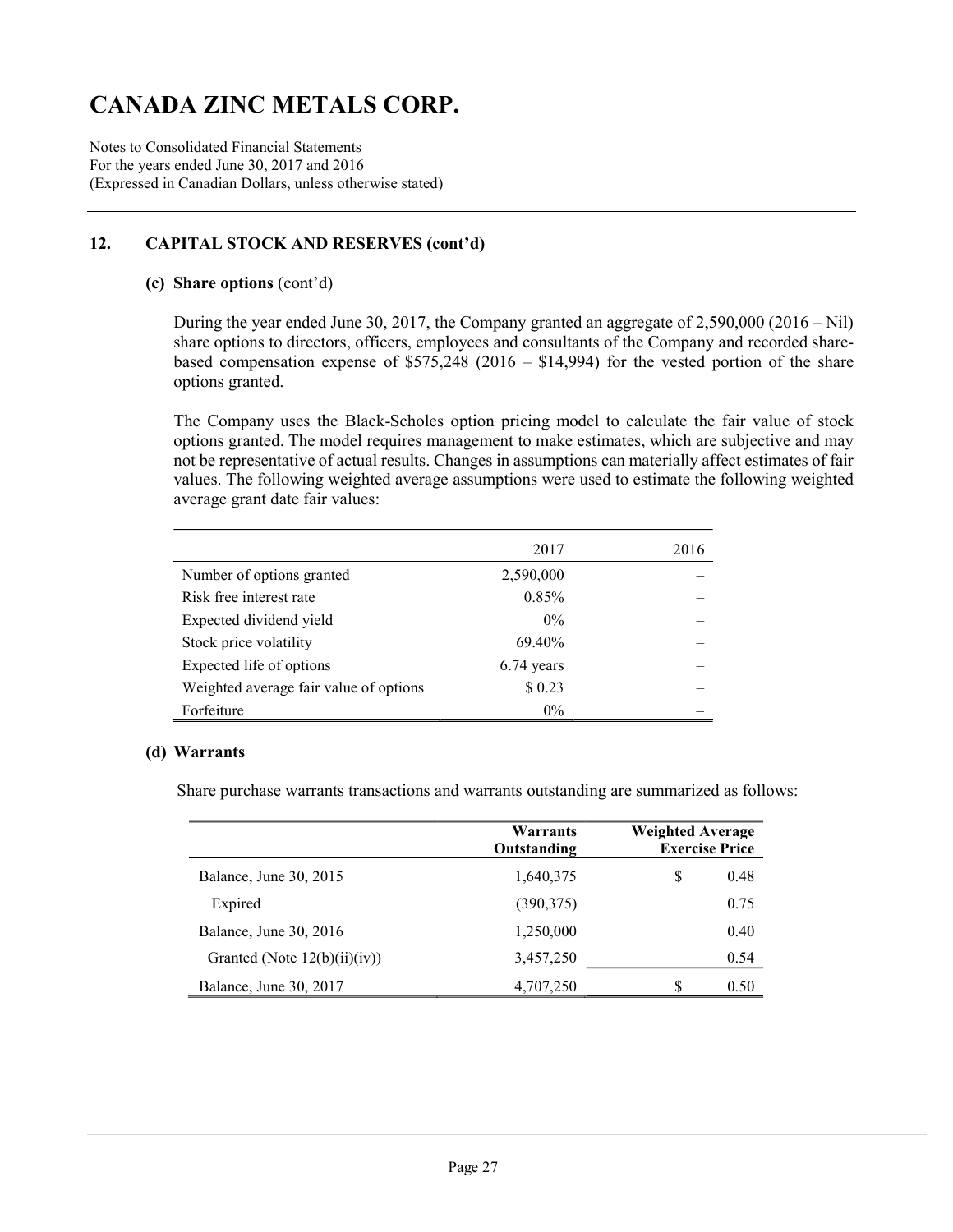# CANADA ZINC METALS CORP.

Notes to Consolidated Financial Statements
For the years ended June 30, 2017 and 2016
(Expressed in Canadian Dollars, unless otherwise stated)

## 12. CAPITAL STOCK AND RESERVES (cont'd)

### (c) Share options (cont'd)

During the year ended June 30, 2017, the Company granted an aggregate of 2,590,000 (2016 – Nil) share options to directors, officers, employees and consultants of the Company and recorded share-based compensation expense of $575,248 (2016 – $14,994) for the vested portion of the share options granted.

The Company uses the Black-Scholes option pricing model to calculate the fair value of stock options granted. The model requires management to make estimates, which are subjective and may not be representative of actual results. Changes in assumptions can materially affect estimates of fair values. The following weighted average assumptions were used to estimate the following weighted average grant date fair values:

| | 2017 | 2016 |
|---|---|---|
| Number of options granted | 2,590,000 | – |
| Risk free interest rate | 0.85% | – |
| Expected dividend yield | 0% | – |
| Stock price volatility | 69.40% | – |
| Expected life of options | 6.74 years | – |
| Weighted average fair value of options | $ 0.23 | – |
| Forfeiture | 0% | – |

### (d) Warrants

Share purchase warrants transactions and warrants outstanding are summarized as follows:

| | Warrants Outstanding | Weighted Average Exercise Price |
|---|---|---|
| Balance, June 30, 2015 | 1,640,375 | $ 0.48 |
| Expired | (390,375) | 0.75 |
| Balance, June 30, 2016 | 1,250,000 | 0.40 |
| Granted (Note 12(b)(ii)(iv)) | 3,457,250 | 0.54 |
| Balance, June 30, 2017 | 4,707,250 | $ 0.50 |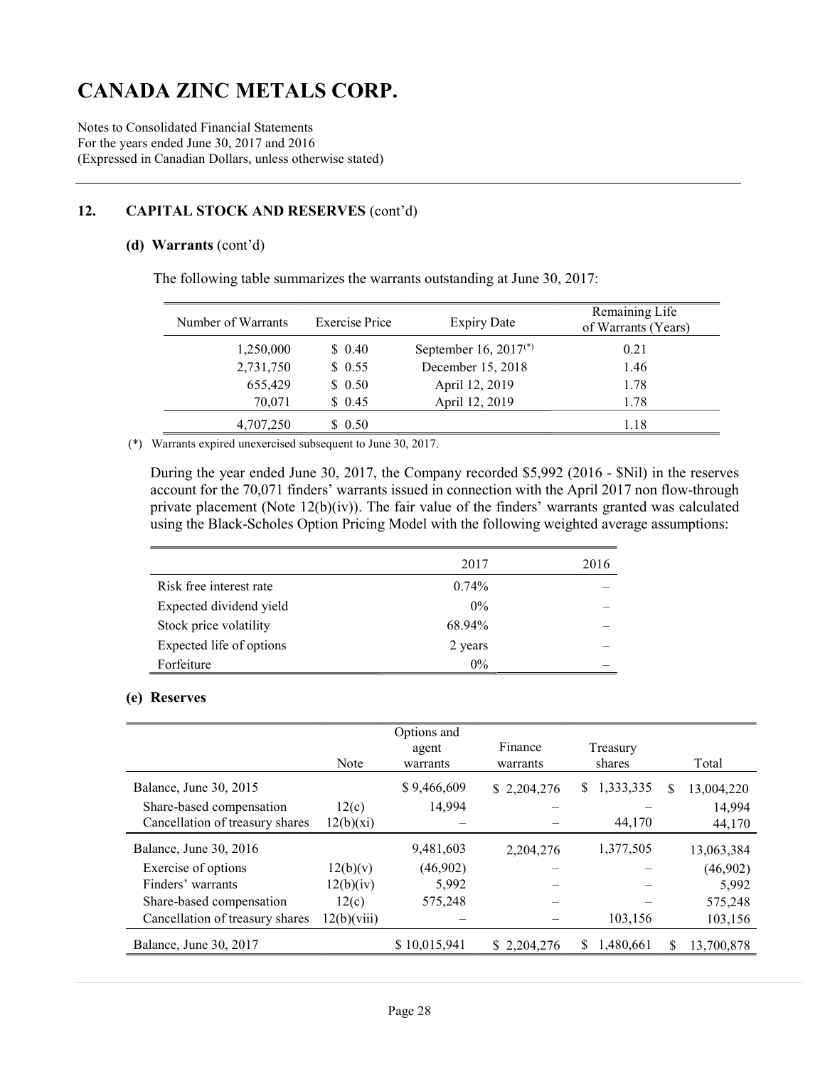# CANADA ZINC METALS CORP.

Notes to Consolidated Financial Statements
For the years ended June 30, 2017 and 2016
(Expressed in Canadian Dollars, unless otherwise stated)

## 12. CAPITAL STOCK AND RESERVES (cont'd)

### (d) Warrants (cont'd)

The following table summarizes the warrants outstanding at June 30, 2017:

| Number of Warrants | Exercise Price | Expiry Date | Remaining Life of Warrants (Years) |
|---|---|---|---|
| 1,250,000 | $ 0.40 | September 16, 2017(*) | 0.21 |
| 2,731,750 | $ 0.55 | December 15, 2018 | 1.46 |
| 655,429 | $ 0.50 | April 12, 2019 | 1.78 |
| 70,071 | $ 0.45 | April 12, 2019 | 1.78 |
| 4,707,250 | $ 0.50 | | 1.18 |

(*) Warrants expired unexercised subsequent to June 30, 2017.

During the year ended June 30, 2017, the Company recorded $5,992 (2016 - $Nil) in the reserves account for the 70,071 finders' warrants issued in connection with the April 2017 non flow-through private placement (Note 12(b)(iv)). The fair value of the finders' warrants granted was calculated using the Black-Scholes Option Pricing Model with the following weighted average assumptions:

| | 2017 | 2016 |
|---|---|---|
| Risk free interest rate | 0.74% | – |
| Expected dividend yield | 0% | – |
| Stock price volatility | 68.94% | – |
| Expected life of options | 2 years | – |
| Forfeiture | 0% | – |

### (e) Reserves

| | Note | Options and agent warrants | Finance warrants | Treasury shares | Total |
|---|---|---|---|---|---|
| Balance, June 30, 2015 | | $ 9,466,609 | $ 2,204,276 | $ 1,333,335 | $ 13,004,220 |
| Share-based compensation | 12(c) | 14,994 | – | – | 14,994 |
| Cancellation of treasury shares | 12(b)(xi) | – | – | 44,170 | 44,170 |
| Balance, June 30, 2016 | | 9,481,603 | 2,204,276 | 1,377,505 | 13,063,384 |
| Exercise of options | 12(b)(v) | (46,902) | – | – | (46,902) |
| Finders' warrants | 12(b)(iv) | 5,992 | – | – | 5,992 |
| Share-based compensation | 12(c) | 575,248 | – | – | 575,248 |
| Cancellation of treasury shares | 12(b)(viii) | – | – | 103,156 | 103,156 |
| Balance, June 30, 2017 | | $ 10,015,941 | $ 2,204,276 | $ 1,480,661 | $ 13,700,878 |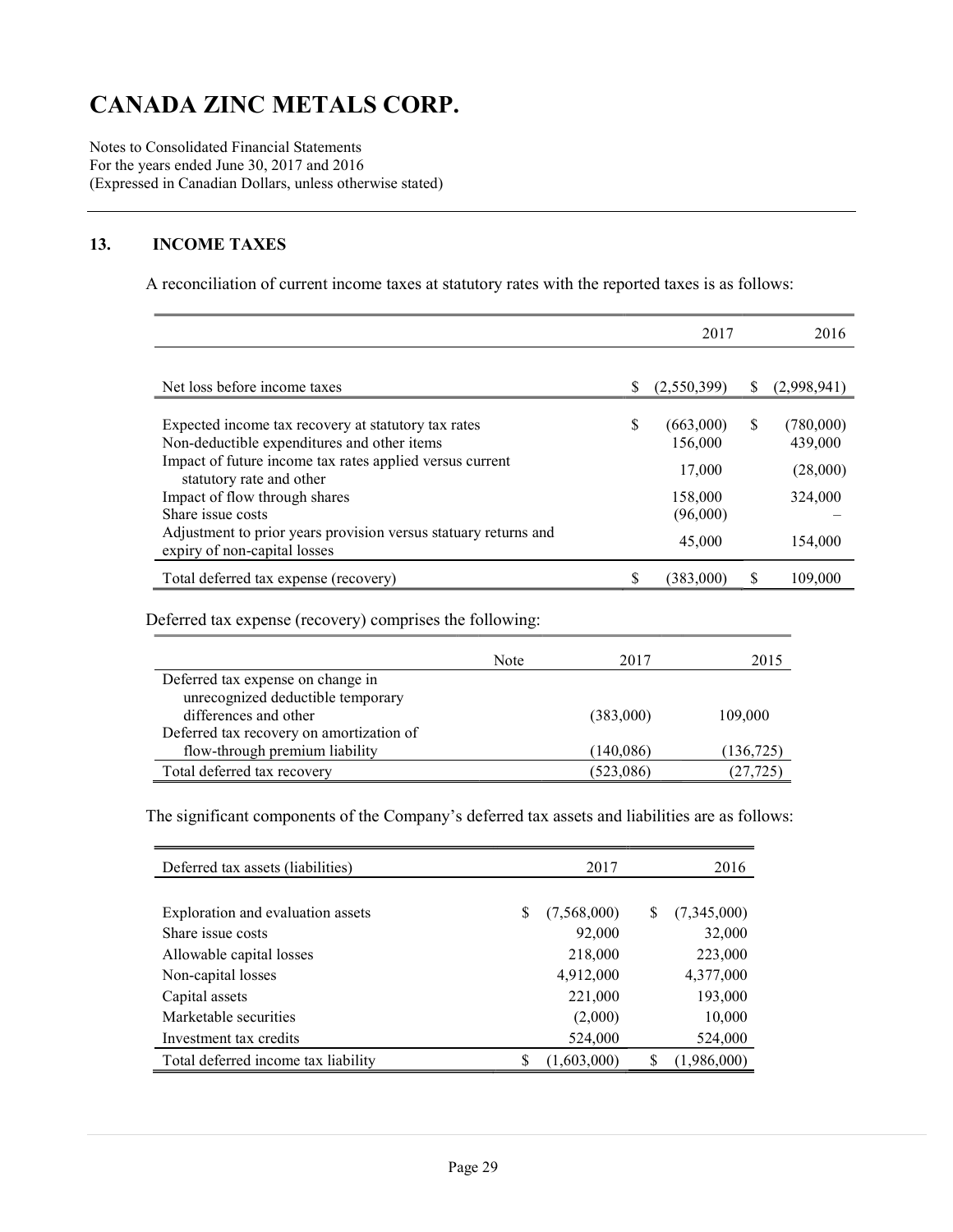# CANADA ZINC METALS CORP.

Notes to Consolidated Financial Statements
For the years ended June 30, 2017 and 2016
(Expressed in Canadian Dollars, unless otherwise stated)

## 13. INCOME TAXES

A reconciliation of current income taxes at statutory rates with the reported taxes is as follows:

| | 2017 | 2016 |
|---|---|---|
| Net loss before income taxes | $ (2,550,399) | $ (2,998,941) |
| Expected income tax recovery at statutory tax rates | $ (663,000) | $ (780,000) |
| Non-deductible expenditures and other items | 156,000 | 439,000 |
| Impact of future income tax rates applied versus current statutory rate and other | 17,000 | (28,000) |
| Impact of flow through shares | 158,000 | 324,000 |
| Share issue costs | (96,000) | – |
| Adjustment to prior years provision versus statuary returns and expiry of non-capital losses | 45,000 | 154,000 |
| Total deferred tax expense (recovery) | $ (383,000) | $ 109,000 |

Deferred tax expense (recovery) comprises the following:

| | Note | 2017 | 2015 |
|---|---|---|---|
| Deferred tax expense on change in unrecognized deductible temporary differences and other | | (383,000) | 109,000 |
| Deferred tax recovery on amortization of flow-through premium liability | | (140,086) | (136,725) |
| Total deferred tax recovery | | (523,086) | (27,725) |

The significant components of the Company's deferred tax assets and liabilities are as follows:

| Deferred tax assets (liabilities) | 2017 | 2016 |
|---|---|---|
| Exploration and evaluation assets | $ (7,568,000) | $ (7,345,000) |
| Share issue costs | 92,000 | 32,000 |
| Allowable capital losses | 218,000 | 223,000 |
| Non-capital losses | 4,912,000 | 4,377,000 |
| Capital assets | 221,000 | 193,000 |
| Marketable securities | (2,000) | 10,000 |
| Investment tax credits | 524,000 | 524,000 |
| Total deferred income tax liability | $ (1,603,000) | $ (1,986,000) |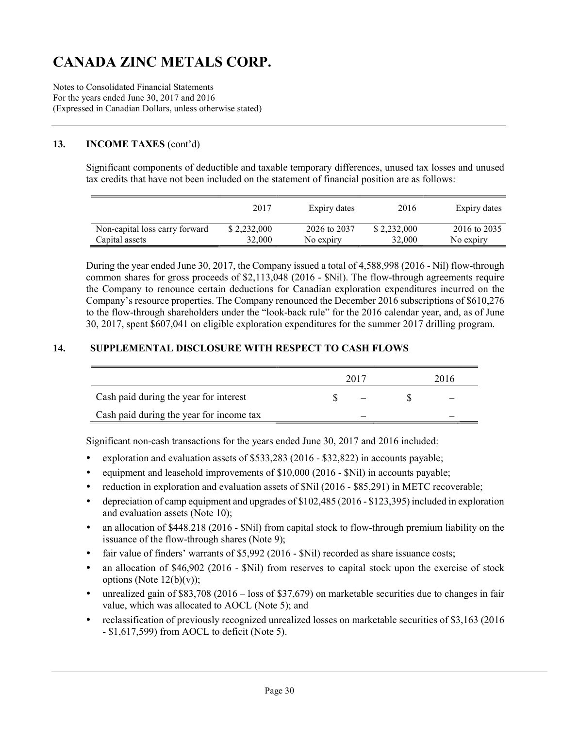# CANADA ZINC METALS CORP.

Notes to Consolidated Financial Statements
For the years ended June 30, 2017 and 2016
(Expressed in Canadian Dollars, unless otherwise stated)

## 13. INCOME TAXES (cont'd)

Significant components of deductible and taxable temporary differences, unused tax losses and unused tax credits that have not been included on the statement of financial position are as follows:

| | 2017 | Expiry dates | 2016 | Expiry dates |
|---|---|---|---|---|
| Non-capital loss carry forward | $ 2,232,000 | 2026 to 2037 | $ 2,232,000 | 2016 to 2035 |
| Capital assets | 32,000 | No expiry | 32,000 | No expiry |

During the year ended June 30, 2017, the Company issued a total of 4,588,998 (2016 - Nil) flow-through common shares for gross proceeds of $2,113,048 (2016 - $Nil). The flow-through agreements require the Company to renounce certain deductions for Canadian exploration expenditures incurred on the Company's resource properties. The Company renounced the December 2016 subscriptions of $610,276 to the flow-through shareholders under the "look-back rule" for the 2016 calendar year, and, as of June 30, 2017, spent $607,041 on eligible exploration expenditures for the summer 2017 drilling program.

## 14. SUPPLEMENTAL DISCLOSURE WITH RESPECT TO CASH FLOWS

| | 2017 | 2016 |
|---|---|---|
| Cash paid during the year for interest | $ – | $ – |
| Cash paid during the year for income tax | – | – |

Significant non-cash transactions for the years ended June 30, 2017 and 2016 included:

- exploration and evaluation assets of $533,283 (2016 - $32,822) in accounts payable;
- equipment and leasehold improvements of $10,000 (2016 - $Nil) in accounts payable;
- reduction in exploration and evaluation assets of $Nil (2016 - $85,291) in METC recoverable;
- depreciation of camp equipment and upgrades of $102,485 (2016 - $123,395) included in exploration and evaluation assets (Note 10);
- an allocation of $448,218 (2016 - $Nil) from capital stock to flow-through premium liability on the issuance of the flow-through shares (Note 9);
- fair value of finders' warrants of $5,992 (2016 - $Nil) recorded as share issuance costs;
- an allocation of $46,902 (2016 - $Nil) from reserves to capital stock upon the exercise of stock options (Note 12(b)(v));
- unrealized gain of $83,708 (2016 – loss of $37,679) on marketable securities due to changes in fair value, which was allocated to AOCL (Note 5); and
- reclassification of previously recognized unrealized losses on marketable securities of $3,163 (2016 - $1,617,599) from AOCL to deficit (Note 5).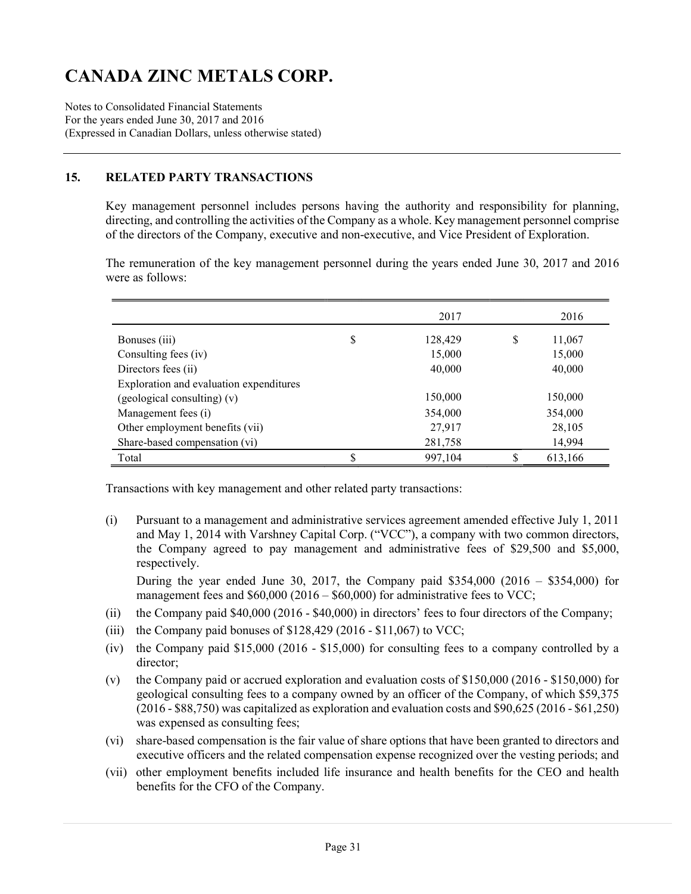# CANADA ZINC METALS CORP.

Notes to Consolidated Financial Statements
For the years ended June 30, 2017 and 2016
(Expressed in Canadian Dollars, unless otherwise stated)

## 15. RELATED PARTY TRANSACTIONS

Key management personnel includes persons having the authority and responsibility for planning, directing, and controlling the activities of the Company as a whole. Key management personnel comprise of the directors of the Company, executive and non-executive, and Vice President of Exploration.

The remuneration of the key management personnel during the years ended June 30, 2017 and 2016 were as follows:

| | | 2017 | | 2016 |
|---|---|---|---|---|
| Bonuses (iii) | $ | 128,429 | $ | 11,067 |
| Consulting fees (iv) | | 15,000 | | 15,000 |
| Directors fees (ii) | | 40,000 | | 40,000 |
| Exploration and evaluation expenditures (geological consulting) (v) | | 150,000 | | 150,000 |
| Management fees (i) | | 354,000 | | 354,000 |
| Other employment benefits (vii) | | 27,917 | | 28,105 |
| Share-based compensation (vi) | | 281,758 | | 14,994 |
| Total | $ | 997,104 | $ | 613,166 |

Transactions with key management and other related party transactions:

(i) Pursuant to a management and administrative services agreement amended effective July 1, 2011 and May 1, 2014 with Varshney Capital Corp. ("VCC"), a company with two common directors, the Company agreed to pay management and administrative fees of $29,500 and $5,000, respectively.

During the year ended June 30, 2017, the Company paid $354,000 (2016 – $354,000) for management fees and $60,000 (2016 – $60,000) for administrative fees to VCC;

(ii) the Company paid $40,000 (2016 - $40,000) in directors' fees to four directors of the Company;

(iii) the Company paid bonuses of $128,429 (2016 - $11,067) to VCC;

(iv) the Company paid $15,000 (2016 - $15,000) for consulting fees to a company controlled by a director;

(v) the Company paid or accrued exploration and evaluation costs of $150,000 (2016 - $150,000) for geological consulting fees to a company owned by an officer of the Company, of which $59,375 (2016 - $88,750) was capitalized as exploration and evaluation costs and $90,625 (2016 - $61,250) was expensed as consulting fees;

(vi) share-based compensation is the fair value of share options that have been granted to directors and executive officers and the related compensation expense recognized over the vesting periods; and

(vii) other employment benefits included life insurance and health benefits for the CEO and health benefits for the CFO of the Company.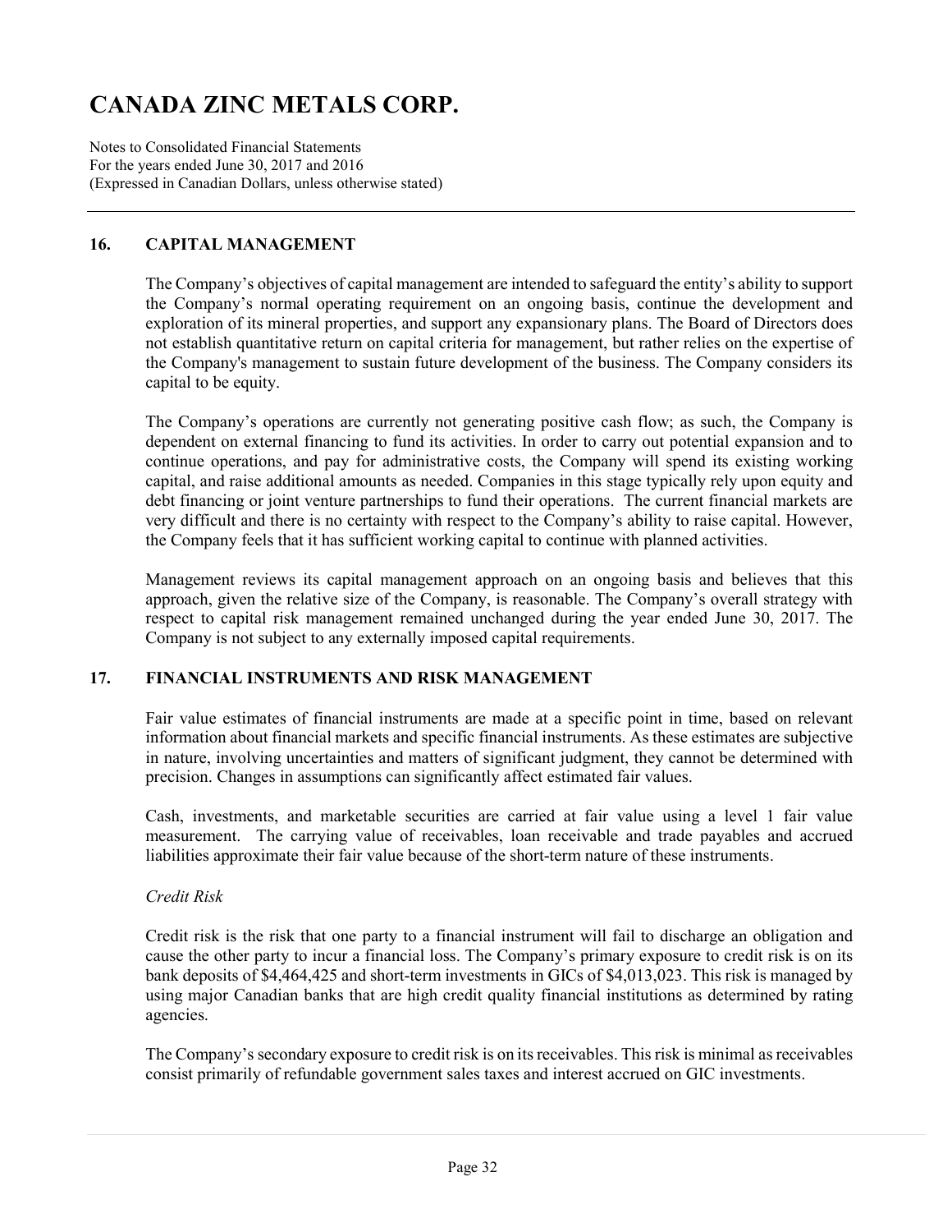## 16. CAPITAL MANAGEMENT

The Company's objectives of capital management are intended to safeguard the entity's ability to support the Company's normal operating requirement on an ongoing basis, continue the development and exploration of its mineral properties, and support any expansionary plans. The Board of Directors does not establish quantitative return on capital criteria for management, but rather relies on the expertise of the Company's management to sustain future development of the business. The Company considers its capital to be equity.

The Company's operations are currently not generating positive cash flow; as such, the Company is dependent on external financing to fund its activities. In order to carry out potential expansion and to continue operations, and pay for administrative costs, the Company will spend its existing working capital, and raise additional amounts as needed. Companies in this stage typically rely upon equity and debt financing or joint venture partnerships to fund their operations. The current financial markets are very difficult and there is no certainty with respect to the Company's ability to raise capital. However, the Company feels that it has sufficient working capital to continue with planned activities.

Management reviews its capital management approach on an ongoing basis and believes that this approach, given the relative size of the Company, is reasonable. The Company's overall strategy with respect to capital risk management remained unchanged during the year ended June 30, 2017. The Company is not subject to any externally imposed capital requirements.

## 17. FINANCIAL INSTRUMENTS AND RISK MANAGEMENT

Fair value estimates of financial instruments are made at a specific point in time, based on relevant information about financial markets and specific financial instruments. As these estimates are subjective in nature, involving uncertainties and matters of significant judgment, they cannot be determined with precision. Changes in assumptions can significantly affect estimated fair values.

Cash, investments, and marketable securities are carried at fair value using a level 1 fair value measurement. The carrying value of receivables, loan receivable and trade payables and accrued liabilities approximate their fair value because of the short-term nature of these instruments.

*Credit Risk*

Credit risk is the risk that one party to a financial instrument will fail to discharge an obligation and cause the other party to incur a financial loss. The Company's primary exposure to credit risk is on its bank deposits of $4,464,425 and short-term investments in GICs of $4,013,023. This risk is managed by using major Canadian banks that are high credit quality financial institutions as determined by rating agencies.

The Company's secondary exposure to credit risk is on its receivables. This risk is minimal as receivables consist primarily of refundable government sales taxes and interest accrued on GIC investments.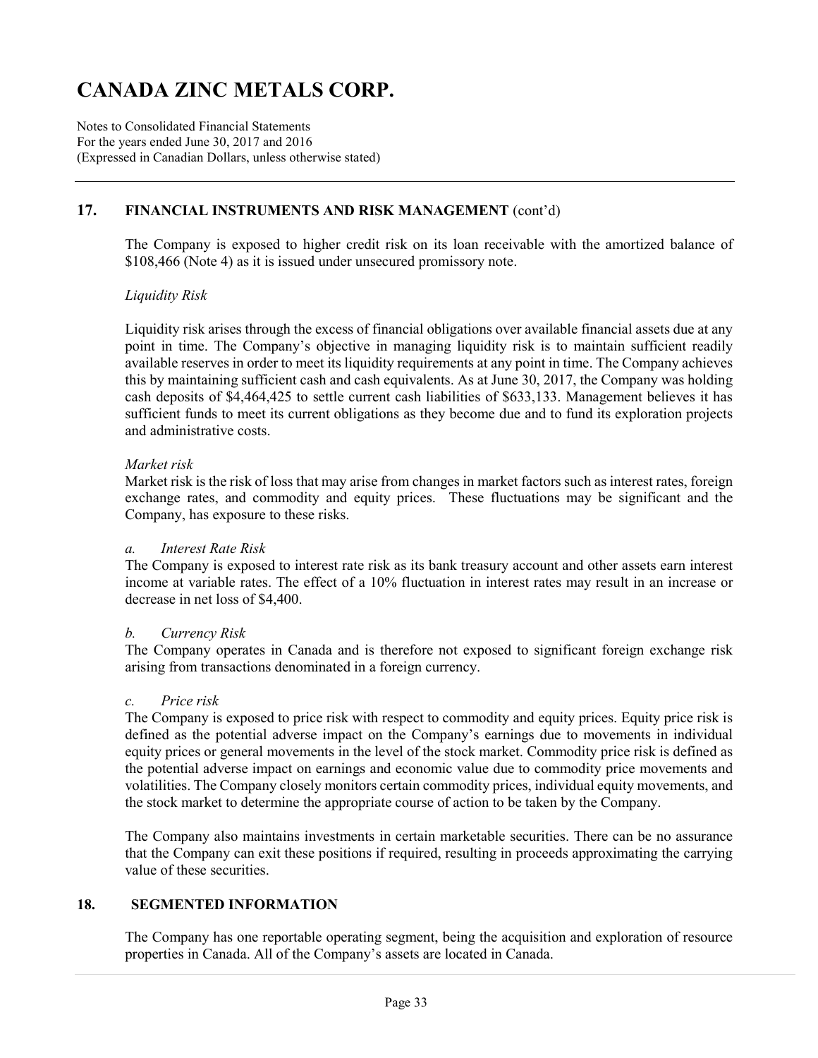## 17. FINANCIAL INSTRUMENTS AND RISK MANAGEMENT (cont'd)

The Company is exposed to higher credit risk on its loan receivable with the amortized balance of $108,466 (Note 4) as it is issued under unsecured promissory note.

*Liquidity Risk*

Liquidity risk arises through the excess of financial obligations over available financial assets due at any point in time. The Company's objective in managing liquidity risk is to maintain sufficient readily available reserves in order to meet its liquidity requirements at any point in time. The Company achieves this by maintaining sufficient cash and cash equivalents. As at June 30, 2017, the Company was holding cash deposits of $4,464,425 to settle current cash liabilities of $633,133. Management believes it has sufficient funds to meet its current obligations as they become due and to fund its exploration projects and administrative costs.

*Market risk*

Market risk is the risk of loss that may arise from changes in market factors such as interest rates, foreign exchange rates, and commodity and equity prices. These fluctuations may be significant and the Company, has exposure to these risks.

*a. Interest Rate Risk*

The Company is exposed to interest rate risk as its bank treasury account and other assets earn interest income at variable rates. The effect of a 10% fluctuation in interest rates may result in an increase or decrease in net loss of $4,400.

*b. Currency Risk*

The Company operates in Canada and is therefore not exposed to significant foreign exchange risk arising from transactions denominated in a foreign currency.

*c. Price risk*

The Company is exposed to price risk with respect to commodity and equity prices. Equity price risk is defined as the potential adverse impact on the Company's earnings due to movements in individual equity prices or general movements in the level of the stock market. Commodity price risk is defined as the potential adverse impact on earnings and economic value due to commodity price movements and volatilities. The Company closely monitors certain commodity prices, individual equity movements, and the stock market to determine the appropriate course of action to be taken by the Company.

The Company also maintains investments in certain marketable securities. There can be no assurance that the Company can exit these positions if required, resulting in proceeds approximating the carrying value of these securities.

## 18. SEGMENTED INFORMATION

The Company has one reportable operating segment, being the acquisition and exploration of resource properties in Canada. All of the Company's assets are located in Canada.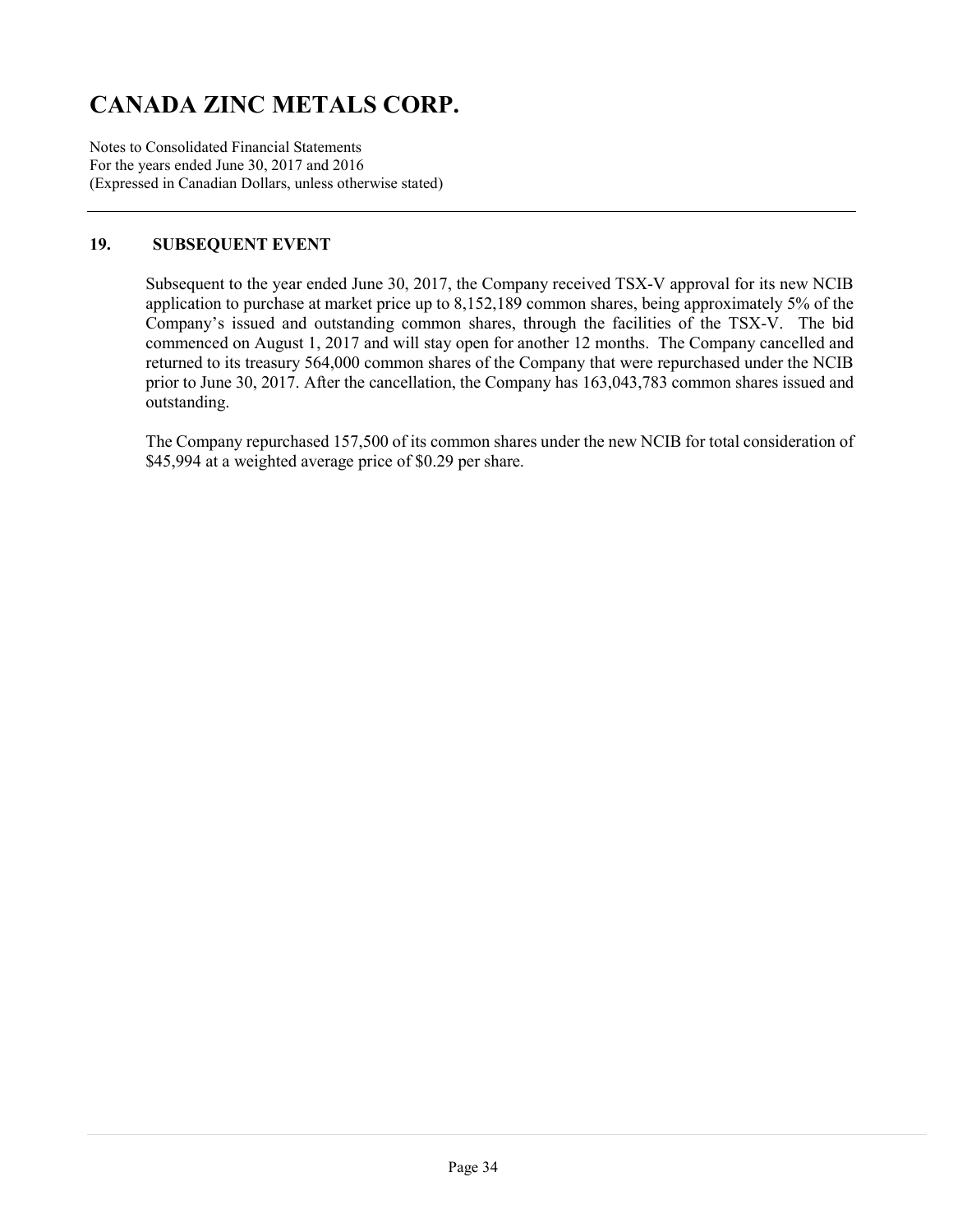# CANADA ZINC METALS CORP.

Notes to Consolidated Financial Statements
For the years ended June 30, 2017 and 2016
(Expressed in Canadian Dollars, unless otherwise stated)

## 19. SUBSEQUENT EVENT

Subsequent to the year ended June 30, 2017, the Company received TSX-V approval for its new NCIB application to purchase at market price up to 8,152,189 common shares, being approximately 5% of the Company's issued and outstanding common shares, through the facilities of the TSX-V. The bid commenced on August 1, 2017 and will stay open for another 12 months. The Company cancelled and returned to its treasury 564,000 common shares of the Company that were repurchased under the NCIB prior to June 30, 2017. After the cancellation, the Company has 163,043,783 common shares issued and outstanding.

The Company repurchased 157,500 of its common shares under the new NCIB for total consideration of $45,994 at a weighted average price of $0.29 per share.